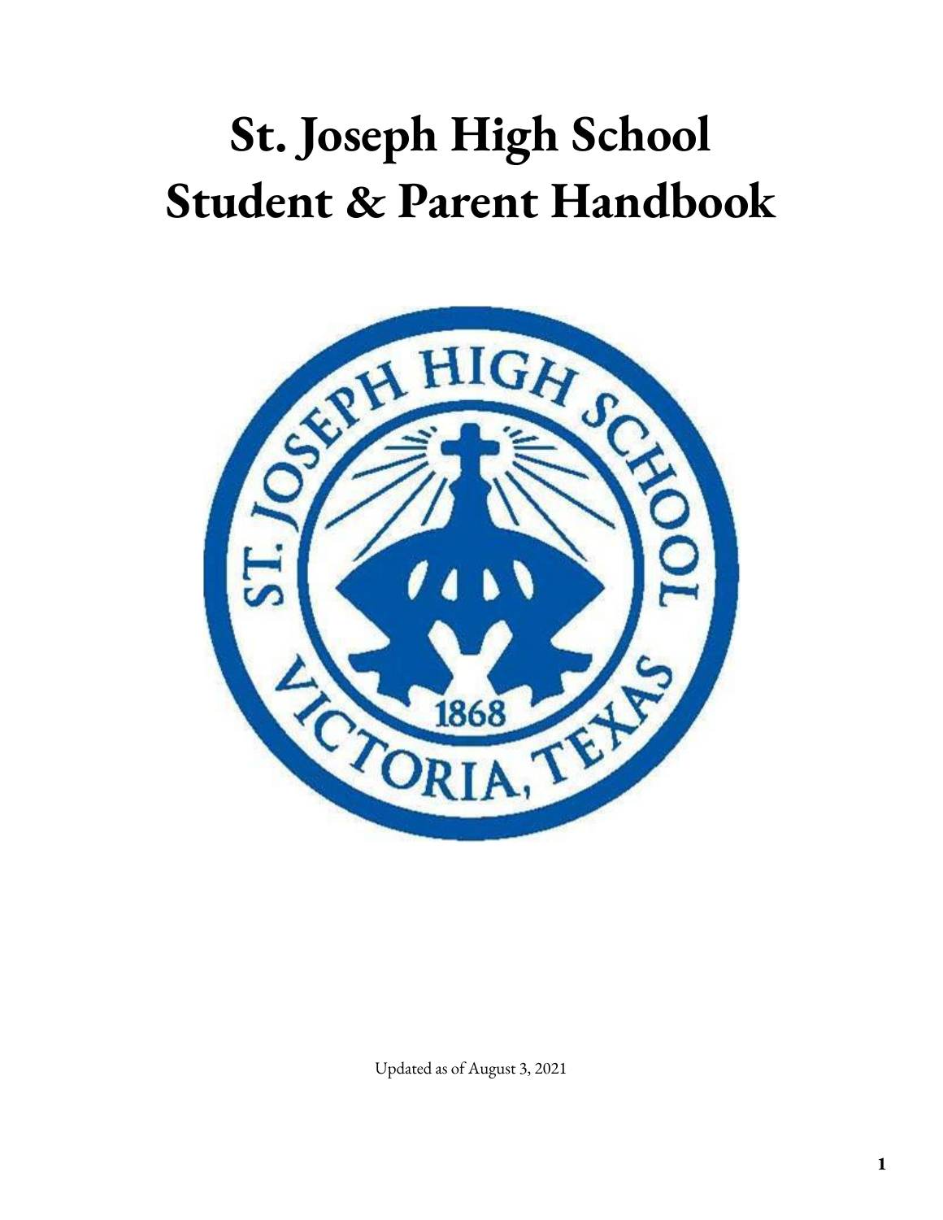# St. Joseph High School Student & Parent Handbook

Updated as of August 3, 2021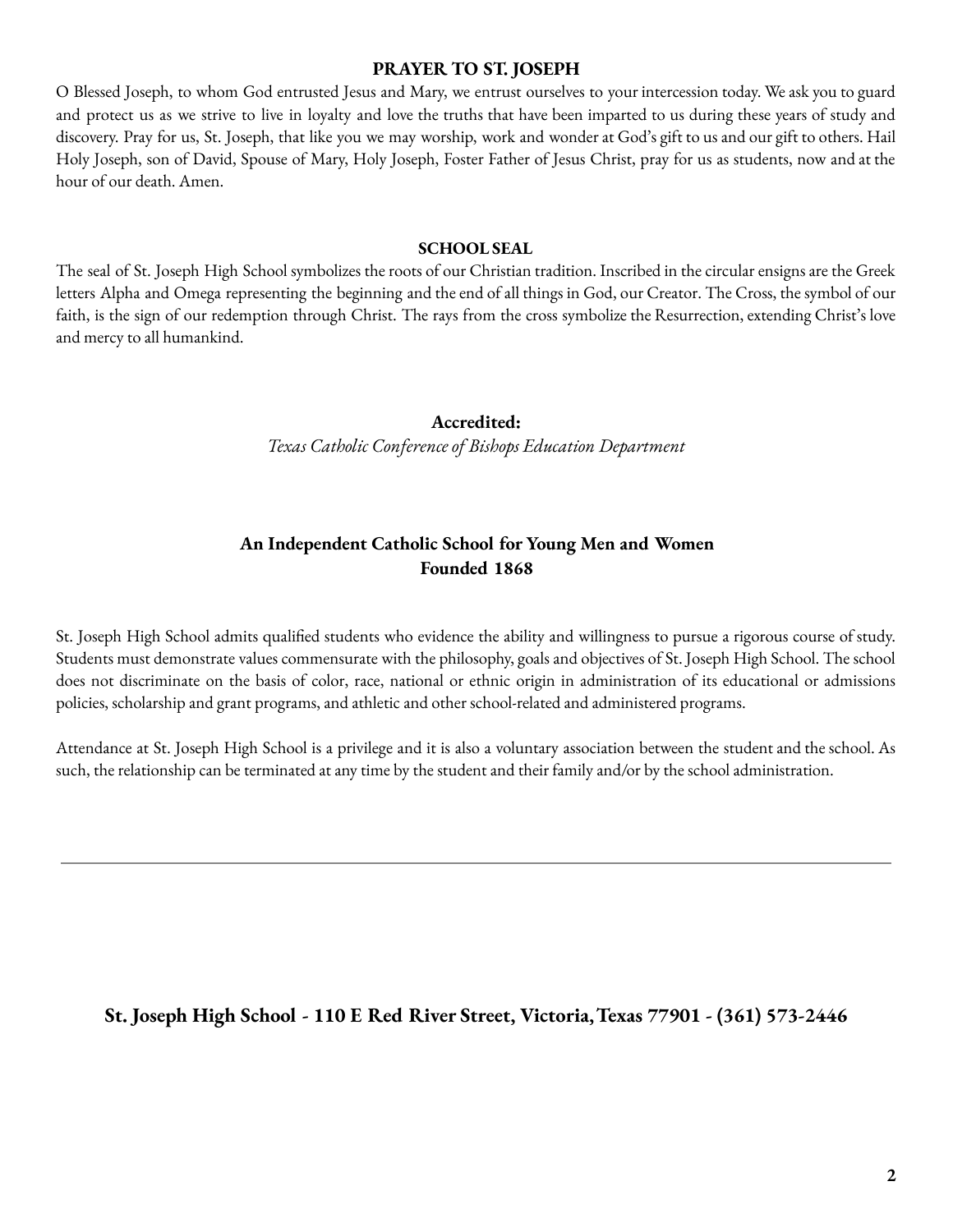## PRAYER TO ST. JOSEPH

O Blessed Joseph, to whom God entrusted Jesus and Mary, we entrust ourselves to your intercession today. We ask you to guard and protect us as we strive to live in loyalty and love the truths that have been imparted to us during these years of study and discovery. Pray for us, St. Joseph, that like you we may worship, work and wonder at God's gift to us and our gift to others. Hail Holy Joseph, son of David, Spouse of Mary, Holy Joseph, Foster Father of Jesus Christ, pray for us as students, now and at the hour of our death. Amen.

## SCHOOL SEAL

The seal of St. Joseph High School symbolizes the roots of our Christian tradition. Inscribed in the circular ensigns are the Greek letters Alpha and Omega representing the beginning and the end of all things in God, our Creator. The Cross, the symbol of our faith, is the sign of our redemption through Christ. The rays from the cross symbolize the Resurrection, extending Christ's love and mercy to all humankind.

**Accredited:**
*Texas Catholic Conference of Bishops Education Department*

**An Independent Catholic School for Young Men and Women**
**Founded 1868**

St. Joseph High School admits qualified students who evidence the ability and willingness to pursue a rigorous course of study. Students must demonstrate values commensurate with the philosophy, goals and objectives of St. Joseph High School. The school does not discriminate on the basis of color, race, national or ethnic origin in administration of its educational or admissions policies, scholarship and grant programs, and athletic and other school-related and administered programs.

Attendance at St. Joseph High School is a privilege and it is also a voluntary association between the student and the school. As such, the relationship can be terminated at any time by the student and their family and/or by the school administration.

---

**St. Joseph High School - 110 E Red River Street, Victoria, Texas 77901 - (361) 573-2446**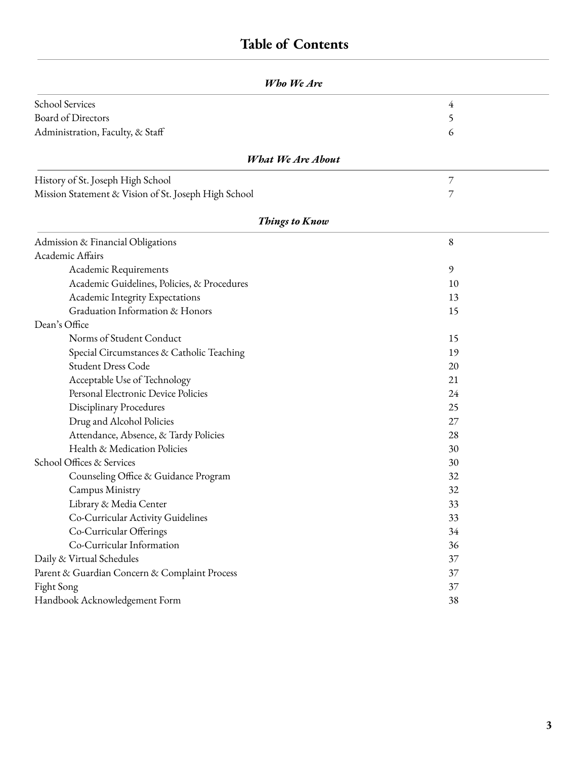# Table of Contents

## *Who We Are*

| | |
|---|---|
| School Services | 4 |
| Board of Directors | 5 |
| Administration, Faculty, & Staff | 6 |

## *What We Are About*

| | |
|---|---|
| History of St. Joseph High School | 7 |
| Mission Statement & Vision of St. Joseph High School | 7 |

## *Things to Know*

| | |
|---|---|
| Admission & Financial Obligations | 8 |
| Academic Affairs | |
| Academic Requirements | 9 |
| Academic Guidelines, Policies, & Procedures | 10 |
| Academic Integrity Expectations | 13 |
| Graduation Information & Honors | 15 |
| Dean's Office | |
| Norms of Student Conduct | 15 |
| Special Circumstances & Catholic Teaching | 19 |
| Student Dress Code | 20 |
| Acceptable Use of Technology | 21 |
| Personal Electronic Device Policies | 24 |
| Disciplinary Procedures | 25 |
| Drug and Alcohol Policies | 27 |
| Attendance, Absence, & Tardy Policies | 28 |
| Health & Medication Policies | 30 |
| School Offices & Services | 30 |
| Counseling Office & Guidance Program | 32 |
| Campus Ministry | 32 |
| Library & Media Center | 33 |
| Co-Curricular Activity Guidelines | 33 |
| Co-Curricular Offerings | 34 |
| Co-Curricular Information | 36 |
| Daily & Virtual Schedules | 37 |
| Parent & Guardian Concern & Complaint Process | 37 |
| Fight Song | 37 |
| Handbook Acknowledgement Form | 38 |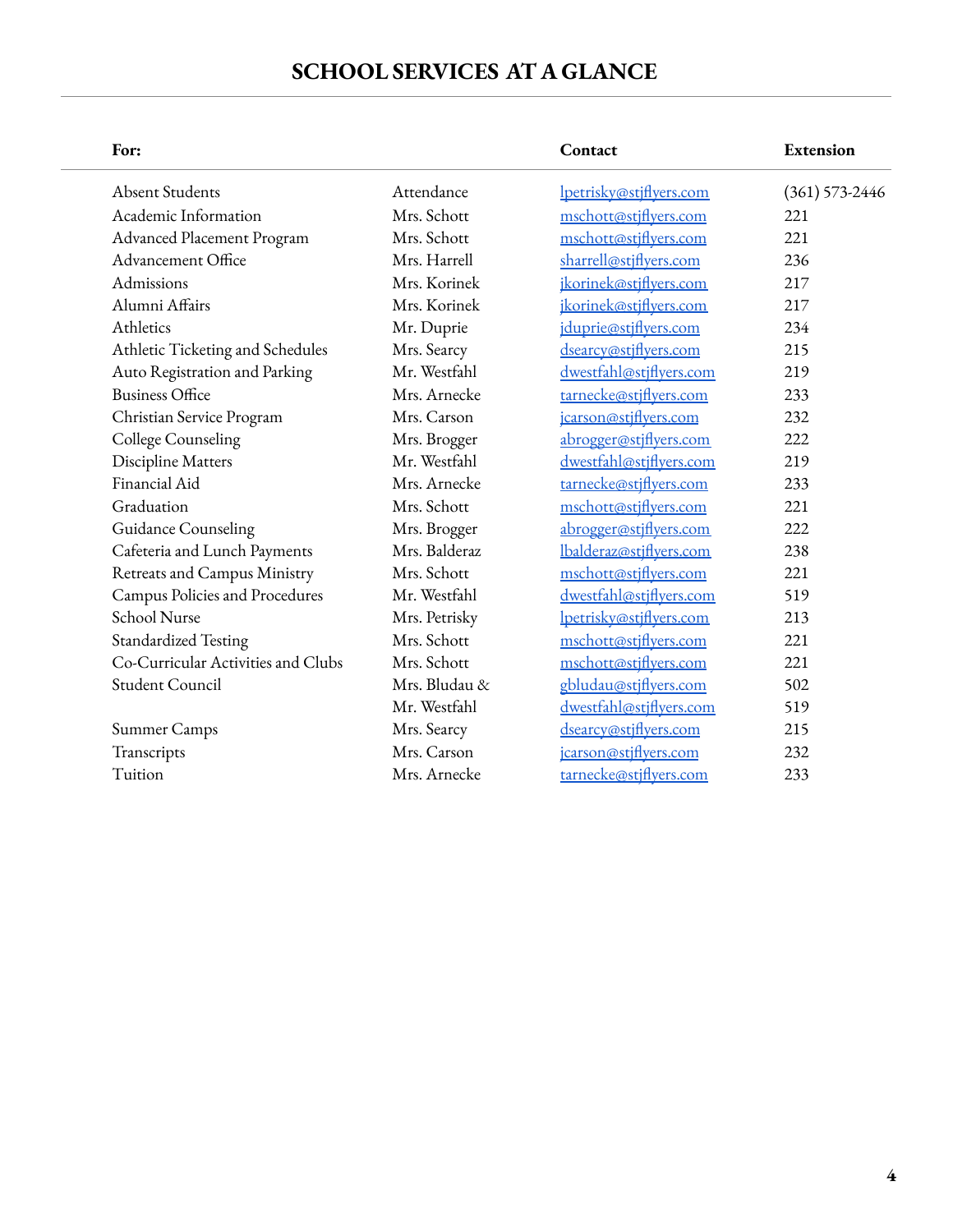# SCHOOL SERVICES AT A GLANCE

| For: | | Contact | Extension |
|---|---|---|---|
| Absent Students | Attendance | lpetrisky@stjflyers.com | (361) 573-2446 |
| Academic Information | Mrs. Schott | mschott@stjflyers.com | 221 |
| Advanced Placement Program | Mrs. Schott | mschott@stjflyers.com | 221 |
| Advancement Office | Mrs. Harrell | sharrell@stjflyers.com | 236 |
| Admissions | Mrs. Korinek | jkorinek@stjflyers.com | 217 |
| Alumni Affairs | Mrs. Korinek | jkorinek@stjflyers.com | 217 |
| Athletics | Mr. Duprie | jduprie@stjflyers.com | 234 |
| Athletic Ticketing and Schedules | Mrs. Searcy | dsearcy@stjflyers.com | 215 |
| Auto Registration and Parking | Mr. Westfahl | dwestfahl@stjflyers.com | 219 |
| Business Office | Mrs. Arnecke | tarnecke@stjflyers.com | 233 |
| Christian Service Program | Mrs. Carson | jcarson@stjflyers.com | 232 |
| College Counseling | Mrs. Brogger | abrogger@stjflyers.com | 222 |
| Discipline Matters | Mr. Westfahl | dwestfahl@stjflyers.com | 219 |
| Financial Aid | Mrs. Arnecke | tarnecke@stjflyers.com | 233 |
| Graduation | Mrs. Schott | mschott@stjflyers.com | 221 |
| Guidance Counseling | Mrs. Brogger | abrogger@stjflyers.com | 222 |
| Cafeteria and Lunch Payments | Mrs. Balderaz | lbalderaz@stjflyers.com | 238 |
| Retreats and Campus Ministry | Mrs. Schott | mschott@stjflyers.com | 221 |
| Campus Policies and Procedures | Mr. Westfahl | dwestfahl@stjflyers.com | 519 |
| School Nurse | Mrs. Petrisky | lpetrisky@stjflyers.com | 213 |
| Standardized Testing | Mrs. Schott | mschott@stjflyers.com | 221 |
| Co-Curricular Activities and Clubs | Mrs. Schott | mschott@stjflyers.com | 221 |
| Student Council | Mrs. Bludau & | gbludau@stjflyers.com | 502 |
| | Mr. Westfahl | dwestfahl@stjflyers.com | 519 |
| Summer Camps | Mrs. Searcy | dsearcy@stjflyers.com | 215 |
| Transcripts | Mrs. Carson | jcarson@stjflyers.com | 232 |
| Tuition | Mrs. Arnecke | tarnecke@stjflyers.com | 233 |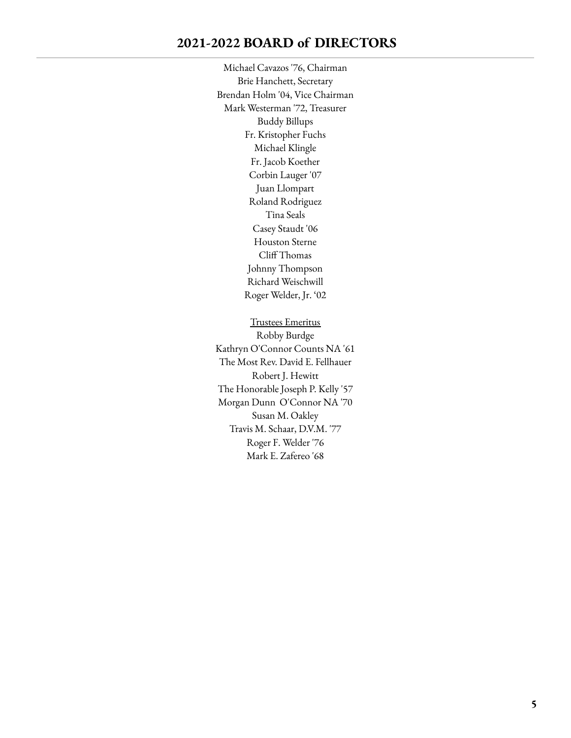## 2021-2022 BOARD of DIRECTORS

Michael Cavazos '76, Chairman
Brie Hanchett, Secretary
Brendan Holm '04, Vice Chairman
Mark Westerman '72, Treasurer
Buddy Billups
Fr. Kristopher Fuchs
Michael Klingle
Fr. Jacob Koether
Corbin Lauger '07
Juan Llompart
Roland Rodriguez
Tina Seals
Casey Staudt '06
Houston Sterne
Cliff Thomas
Johnny Thompson
Richard Weischwill
Roger Welder, Jr. '02

<u>Trustees Emeritus</u>
Robby Burdge
Kathryn O'Connor Counts NA '61
The Most Rev. David E. Fellhauer
Robert J. Hewitt
The Honorable Joseph P. Kelly '57
Morgan Dunn O'Connor NA '70
Susan M. Oakley
Travis M. Schaar, D.V.M. '77
Roger F. Welder '76
Mark E. Zafereo '68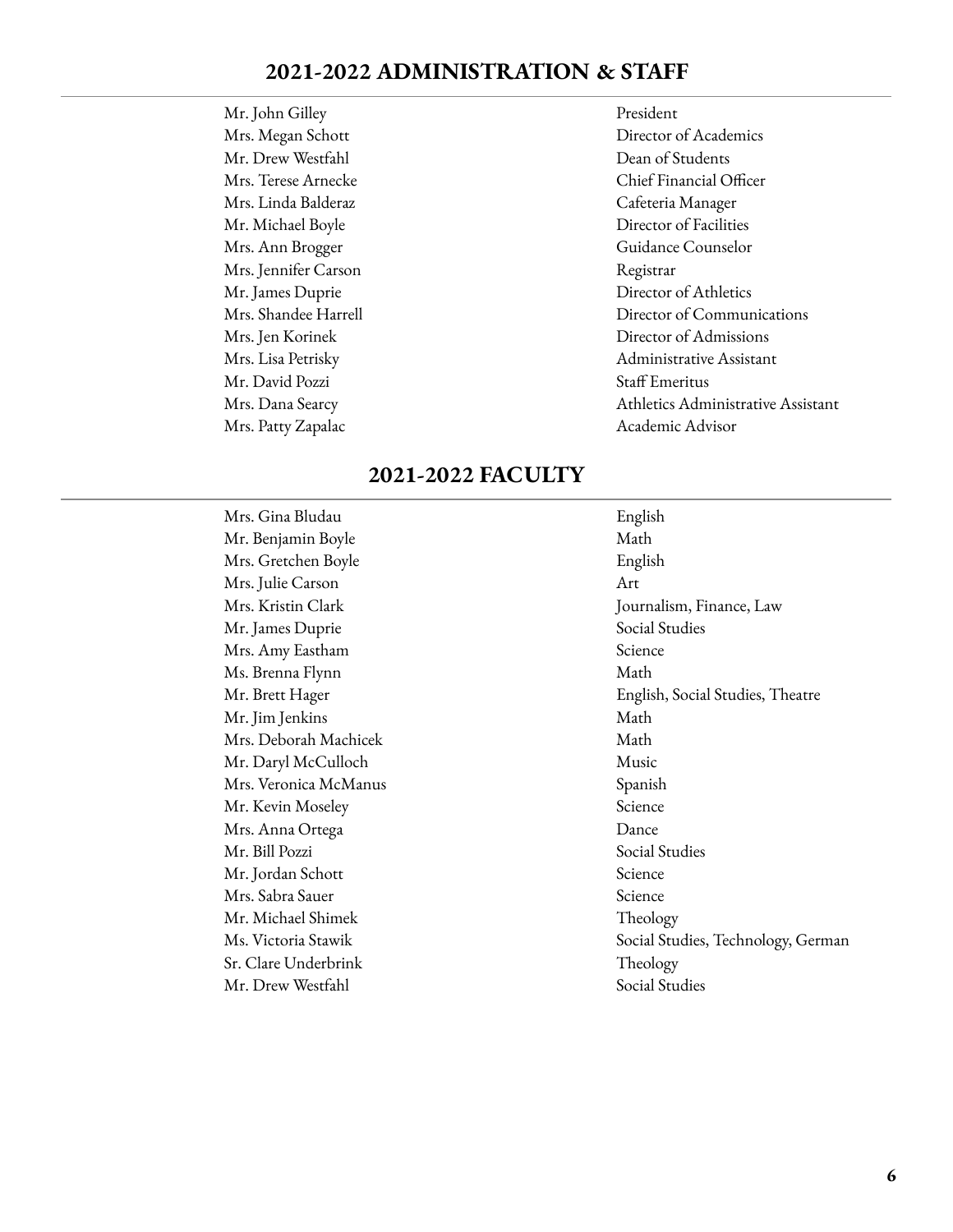## 2021-2022 ADMINISTRATION & STAFF

| | |
|---|---|
| Mr. John Gilley | President |
| Mrs. Megan Schott | Director of Academics |
| Mr. Drew Westfahl | Dean of Students |
| Mrs. Terese Arnecke | Chief Financial Officer |
| Mrs. Linda Balderaz | Cafeteria Manager |
| Mr. Michael Boyle | Director of Facilities |
| Mrs. Ann Brogger | Guidance Counselor |
| Mrs. Jennifer Carson | Registrar |
| Mr. James Duprie | Director of Athletics |
| Mrs. Shandee Harrell | Director of Communications |
| Mrs. Jen Korinek | Director of Admissions |
| Mrs. Lisa Petrisky | Administrative Assistant |
| Mr. David Pozzi | Staff Emeritus |
| Mrs. Dana Searcy | Athletics Administrative Assistant |
| Mrs. Patty Zapalac | Academic Advisor |

## 2021-2022 FACULTY

| | |
|---|---|
| Mrs. Gina Bludau | English |
| Mr. Benjamin Boyle | Math |
| Mrs. Gretchen Boyle | English |
| Mrs. Julie Carson | Art |
| Mrs. Kristin Clark | Journalism, Finance, Law |
| Mr. James Duprie | Social Studies |
| Mrs. Amy Eastham | Science |
| Ms. Brenna Flynn | Math |
| Mr. Brett Hager | English, Social Studies, Theatre |
| Mr. Jim Jenkins | Math |
| Mrs. Deborah Machicek | Math |
| Mr. Daryl McCulloch | Music |
| Mrs. Veronica McManus | Spanish |
| Mr. Kevin Moseley | Science |
| Mrs. Anna Ortega | Dance |
| Mr. Bill Pozzi | Social Studies |
| Mr. Jordan Schott | Science |
| Mrs. Sabra Sauer | Science |
| Mr. Michael Shimek | Theology |
| Ms. Victoria Stawik | Social Studies, Technology, German |
| Sr. Clare Underbrink | Theology |
| Mr. Drew Westfahl | Social Studies |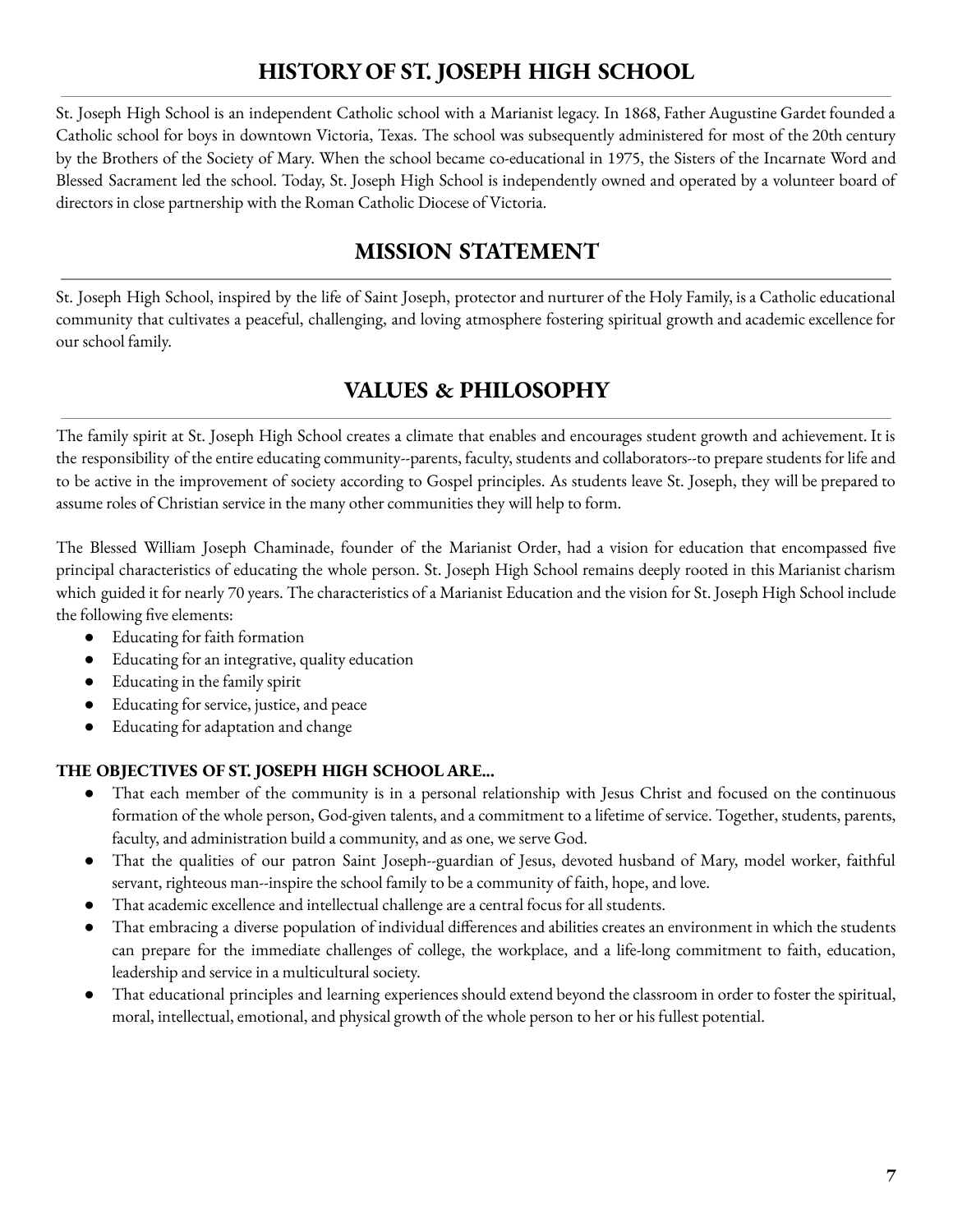## HISTORY OF ST. JOSEPH HIGH SCHOOL

St. Joseph High School is an independent Catholic school with a Marianist legacy. In 1868, Father Augustine Gardet founded a Catholic school for boys in downtown Victoria, Texas. The school was subsequently administered for most of the 20th century by the Brothers of the Society of Mary. When the school became co-educational in 1975, the Sisters of the Incarnate Word and Blessed Sacrament led the school. Today, St. Joseph High School is independently owned and operated by a volunteer board of directors in close partnership with the Roman Catholic Diocese of Victoria.

## MISSION STATEMENT

St. Joseph High School, inspired by the life of Saint Joseph, protector and nurturer of the Holy Family, is a Catholic educational community that cultivates a peaceful, challenging, and loving atmosphere fostering spiritual growth and academic excellence for our school family.

## VALUES & PHILOSOPHY

The family spirit at St. Joseph High School creates a climate that enables and encourages student growth and achievement. It is the responsibility of the entire educating community--parents, faculty, students and collaborators--to prepare students for life and to be active in the improvement of society according to Gospel principles. As students leave St. Joseph, they will be prepared to assume roles of Christian service in the many other communities they will help to form.

The Blessed William Joseph Chaminade, founder of the Marianist Order, had a vision for education that encompassed five principal characteristics of educating the whole person. St. Joseph High School remains deeply rooted in this Marianist charism which guided it for nearly 70 years. The characteristics of a Marianist Education and the vision for St. Joseph High School include the following five elements:

- Educating for faith formation
- Educating for an integrative, quality education
- Educating in the family spirit
- Educating for service, justice, and peace
- Educating for adaptation and change

**THE OBJECTIVES OF ST. JOSEPH HIGH SCHOOL ARE...**

- That each member of the community is in a personal relationship with Jesus Christ and focused on the continuous formation of the whole person, God-given talents, and a commitment to a lifetime of service. Together, students, parents, faculty, and administration build a community, and as one, we serve God.
- That the qualities of our patron Saint Joseph--guardian of Jesus, devoted husband of Mary, model worker, faithful servant, righteous man--inspire the school family to be a community of faith, hope, and love.
- That academic excellence and intellectual challenge are a central focus for all students.
- That embracing a diverse population of individual differences and abilities creates an environment in which the students can prepare for the immediate challenges of college, the workplace, and a life-long commitment to faith, education, leadership and service in a multicultural society.
- That educational principles and learning experiences should extend beyond the classroom in order to foster the spiritual, moral, intellectual, emotional, and physical growth of the whole person to her or his fullest potential.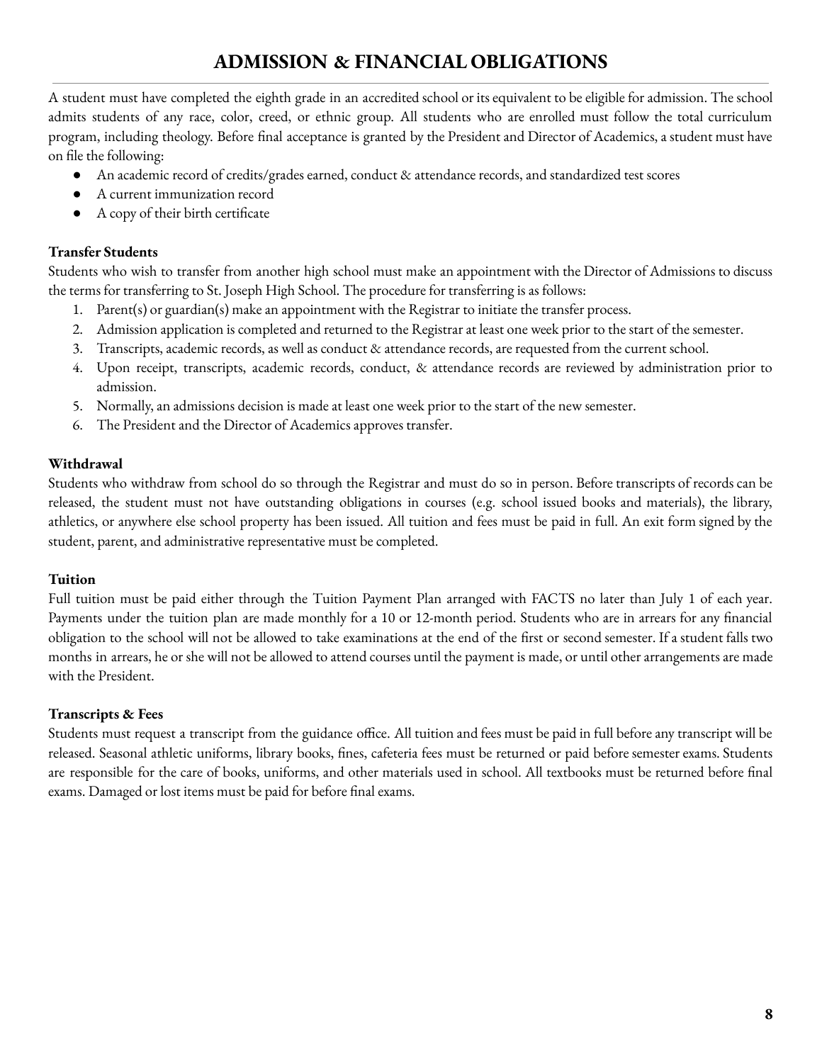# ADMISSION & FINANCIAL OBLIGATIONS

A student must have completed the eighth grade in an accredited school or its equivalent to be eligible for admission. The school admits students of any race, color, creed, or ethnic group. All students who are enrolled must follow the total curriculum program, including theology. Before final acceptance is granted by the President and Director of Academics, a student must have on file the following:

- An academic record of credits/grades earned, conduct & attendance records, and standardized test scores
- A current immunization record
- A copy of their birth certificate

**Transfer Students**

Students who wish to transfer from another high school must make an appointment with the Director of Admissions to discuss the terms for transferring to St. Joseph High School. The procedure for transferring is as follows:

1. Parent(s) or guardian(s) make an appointment with the Registrar to initiate the transfer process.
2. Admission application is completed and returned to the Registrar at least one week prior to the start of the semester.
3. Transcripts, academic records, as well as conduct & attendance records, are requested from the current school.
4. Upon receipt, transcripts, academic records, conduct, & attendance records are reviewed by administration prior to admission.
5. Normally, an admissions decision is made at least one week prior to the start of the new semester.
6. The President and the Director of Academics approves transfer.

**Withdrawal**

Students who withdraw from school do so through the Registrar and must do so in person. Before transcripts of records can be released, the student must not have outstanding obligations in courses (e.g. school issued books and materials), the library, athletics, or anywhere else school property has been issued. All tuition and fees must be paid in full. An exit form signed by the student, parent, and administrative representative must be completed.

**Tuition**

Full tuition must be paid either through the Tuition Payment Plan arranged with FACTS no later than July 1 of each year. Payments under the tuition plan are made monthly for a 10 or 12-month period. Students who are in arrears for any financial obligation to the school will not be allowed to take examinations at the end of the first or second semester. If a student falls two months in arrears, he or she will not be allowed to attend courses until the payment is made, or until other arrangements are made with the President.

**Transcripts & Fees**

Students must request a transcript from the guidance office. All tuition and fees must be paid in full before any transcript will be released. Seasonal athletic uniforms, library books, fines, cafeteria fees must be returned or paid before semester exams. Students are responsible for the care of books, uniforms, and other materials used in school. All textbooks must be returned before final exams. Damaged or lost items must be paid for before final exams.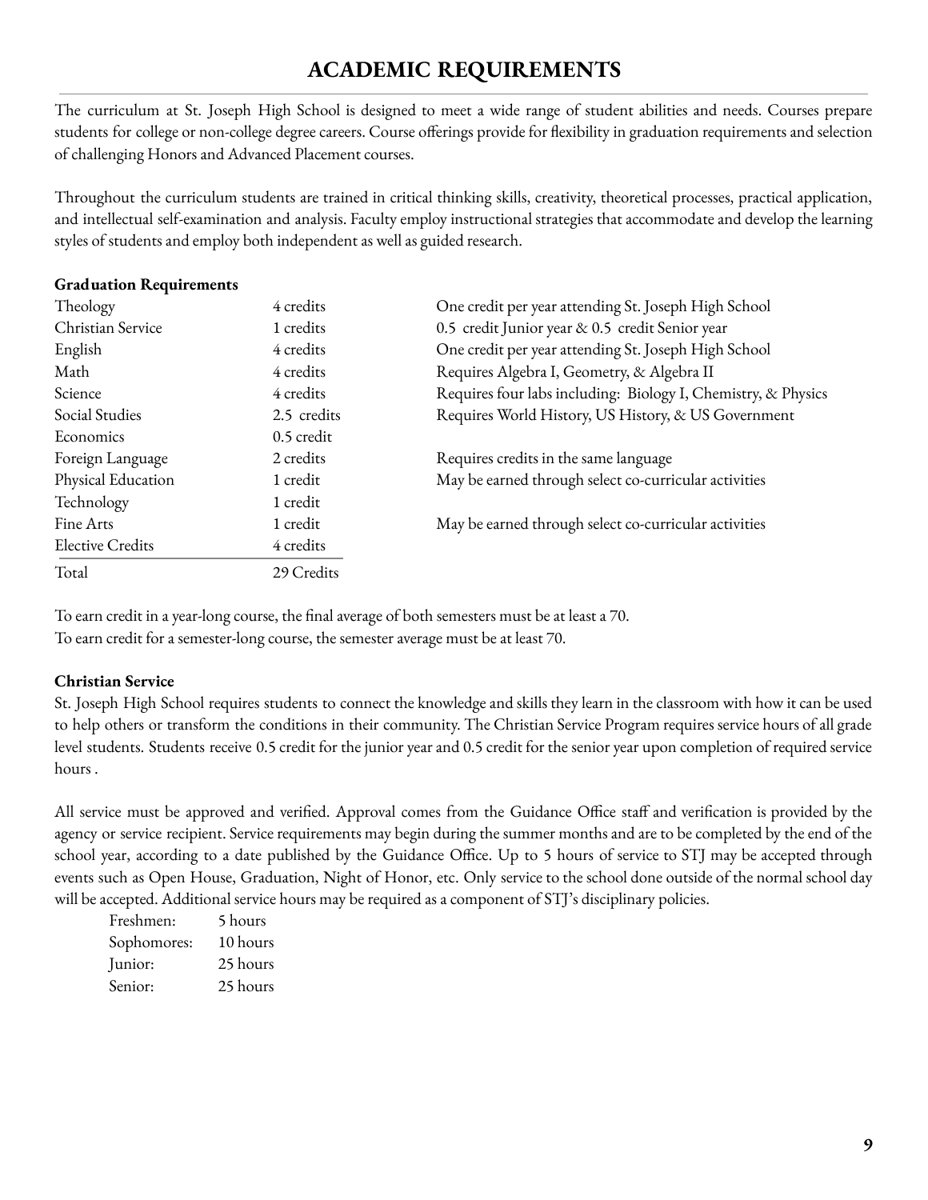# ACADEMIC REQUIREMENTS

The curriculum at St. Joseph High School is designed to meet a wide range of student abilities and needs. Courses prepare students for college or non-college degree careers. Course offerings provide for flexibility in graduation requirements and selection of challenging Honors and Advanced Placement courses.

Throughout the curriculum students are trained in critical thinking skills, creativity, theoretical processes, practical application, and intellectual self-examination and analysis. Faculty employ instructional strategies that accommodate and develop the learning styles of students and employ both independent as well as guided research.

**Graduation Requirements**

| Subject | Credits | Notes |
|---|---|---|
| Theology | 4 credits | One credit per year attending St. Joseph High School |
| Christian Service | 1 credits | 0.5 credit Junior year & 0.5 credit Senior year |
| English | 4 credits | One credit per year attending St. Joseph High School |
| Math | 4 credits | Requires Algebra I, Geometry, & Algebra II |
| Science | 4 credits | Requires four labs including: Biology I, Chemistry, & Physics |
| Social Studies | 2.5 credits | Requires World History, US History, & US Government |
| Economics | 0.5 credit | |
| Foreign Language | 2 credits | Requires credits in the same language |
| Physical Education | 1 credit | May be earned through select co-curricular activities |
| Technology | 1 credit | |
| Fine Arts | 1 credit | May be earned through select co-curricular activities |
| Elective Credits | 4 credits | |
| Total | 29 Credits | |

To earn credit in a year-long course, the final average of both semesters must be at least a 70.
To earn credit for a semester-long course, the semester average must be at least 70.

**Christian Service**

St. Joseph High School requires students to connect the knowledge and skills they learn in the classroom with how it can be used to help others or transform the conditions in their community. The Christian Service Program requires service hours of all grade level students. Students receive 0.5 credit for the junior year and 0.5 credit for the senior year upon completion of required service hours .

All service must be approved and verified. Approval comes from the Guidance Office staff and verification is provided by the agency or service recipient. Service requirements may begin during the summer months and are to be completed by the end of the school year, according to a date published by the Guidance Office. Up to 5 hours of service to STJ may be accepted through events such as Open House, Graduation, Night of Honor, etc. Only service to the school done outside of the normal school day will be accepted. Additional service hours may be required as a component of STJ's disciplinary policies.

| Grade | Hours |
|---|---|
| Freshmen: | 5 hours |
| Sophomores: | 10 hours |
| Junior: | 25 hours |
| Senior: | 25 hours |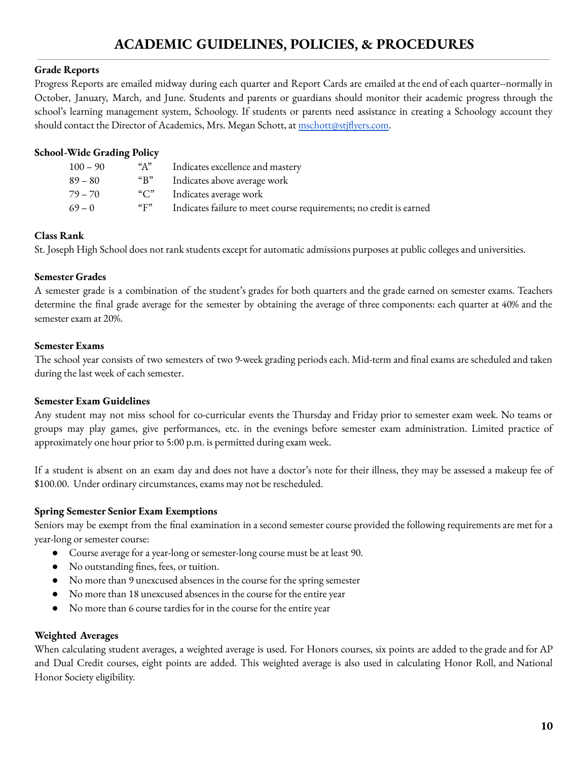# ACADEMIC GUIDELINES, POLICIES, & PROCEDURES

**Grade Reports**

Progress Reports are emailed midway during each quarter and Report Cards are emailed at the end of each quarter--normally in October, January, March, and June. Students and parents or guardians should monitor their academic progress through the school's learning management system, Schoology. If students or parents need assistance in creating a Schoology account they should contact the Director of Academics, Mrs. Megan Schott, at [mschott@stjflyers.com](mailto:mschott@stjflyers.com).

**School-Wide Grading Policy**

| | | |
|---|---|---|
| 100 – 90 | "A" | Indicates excellence and mastery |
| 89 – 80 | "B" | Indicates above average work |
| 79 – 70 | "C" | Indicates average work |
| 69 – 0 | "F" | Indicates failure to meet course requirements; no credit is earned |

**Class Rank**

St. Joseph High School does not rank students except for automatic admissions purposes at public colleges and universities.

**Semester Grades**

A semester grade is a combination of the student's grades for both quarters and the grade earned on semester exams. Teachers determine the final grade average for the semester by obtaining the average of three components: each quarter at 40% and the semester exam at 20%.

**Semester Exams**

The school year consists of two semesters of two 9-week grading periods each. Mid-term and final exams are scheduled and taken during the last week of each semester.

**Semester Exam Guidelines**

Any student may not miss school for co-curricular events the Thursday and Friday prior to semester exam week. No teams or groups may play games, give performances, etc. in the evenings before semester exam administration. Limited practice of approximately one hour prior to 5:00 p.m. is permitted during exam week.

If a student is absent on an exam day and does not have a doctor's note for their illness, they may be assessed a makeup fee of $100.00. Under ordinary circumstances, exams may not be rescheduled.

**Spring Semester Senior Exam Exemptions**

Seniors may be exempt from the final examination in a second semester course provided the following requirements are met for a year-long or semester course:

- Course average for a year-long or semester-long course must be at least 90.
- No outstanding fines, fees, or tuition.
- No more than 9 unexcused absences in the course for the spring semester
- No more than 18 unexcused absences in the course for the entire year
- No more than 6 course tardies for in the course for the entire year

**Weighted Averages**

When calculating student averages, a weighted average is used. For Honors courses, six points are added to the grade and for AP and Dual Credit courses, eight points are added. This weighted average is also used in calculating Honor Roll, and National Honor Society eligibility.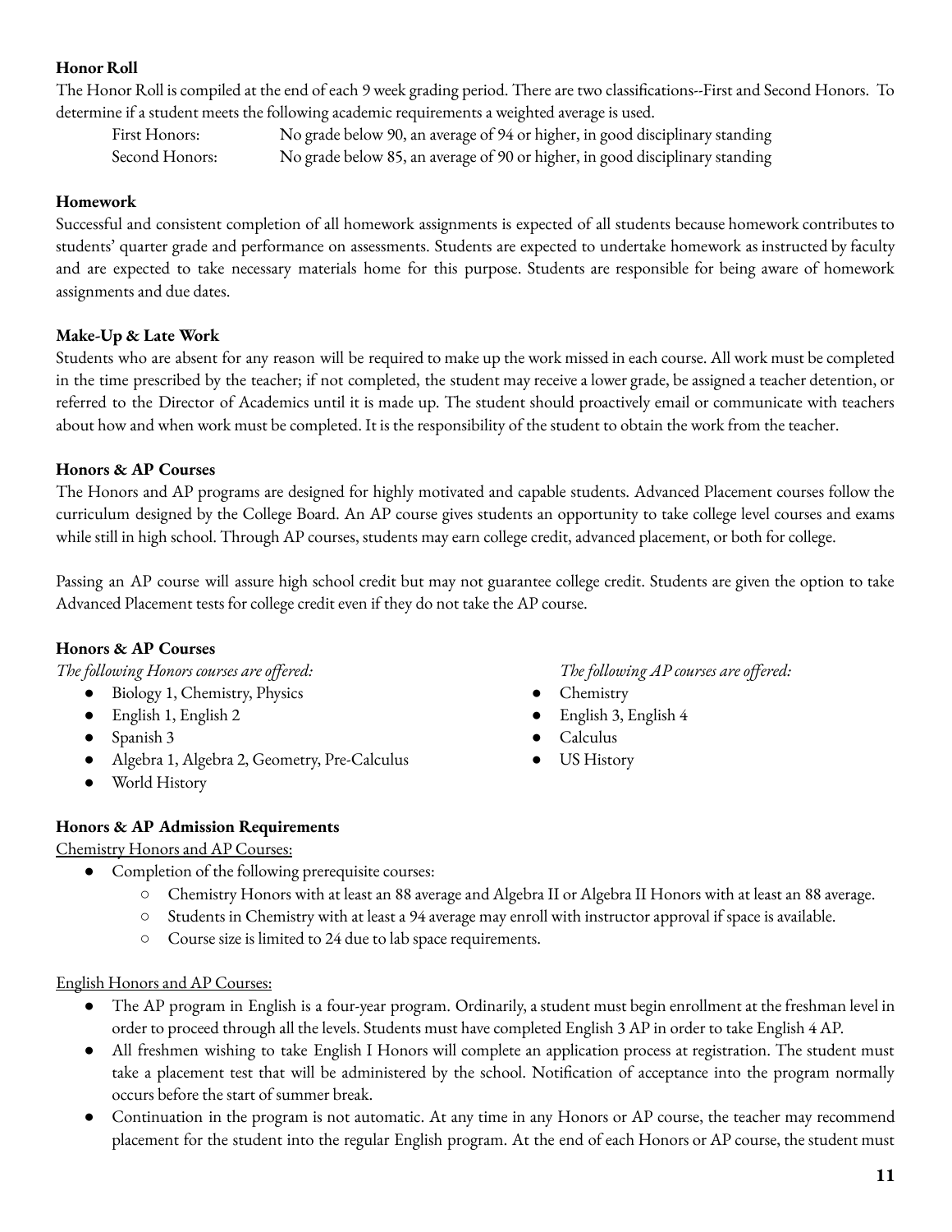**Honor Roll**

The Honor Roll is compiled at the end of each 9 week grading period. There are two classifications--First and Second Honors. To determine if a student meets the following academic requirements a weighted average is used.

| | |
|---|---|
| First Honors: | No grade below 90, an average of 94 or higher, in good disciplinary standing |
| Second Honors: | No grade below 85, an average of 90 or higher, in good disciplinary standing |

**Homework**

Successful and consistent completion of all homework assignments is expected of all students because homework contributes to students' quarter grade and performance on assessments. Students are expected to undertake homework as instructed by faculty and are expected to take necessary materials home for this purpose. Students are responsible for being aware of homework assignments and due dates.

**Make-Up & Late Work**

Students who are absent for any reason will be required to make up the work missed in each course. All work must be completed in the time prescribed by the teacher; if not completed, the student may receive a lower grade, be assigned a teacher detention, or referred to the Director of Academics until it is made up. The student should proactively email or communicate with teachers about how and when work must be completed. It is the responsibility of the student to obtain the work from the teacher.

**Honors & AP Courses**

The Honors and AP programs are designed for highly motivated and capable students. Advanced Placement courses follow the curriculum designed by the College Board. An AP course gives students an opportunity to take college level courses and exams while still in high school. Through AP courses, students may earn college credit, advanced placement, or both for college.

Passing an AP course will assure high school credit but may not guarantee college credit. Students are given the option to take Advanced Placement tests for college credit even if they do not take the AP course.

**Honors & AP Courses**

*The following Honors courses are offered:*

- Biology 1, Chemistry, Physics
- English 1, English 2
- Spanish 3
- Algebra 1, Algebra 2, Geometry, Pre-Calculus
- World History

*The following AP courses are offered:*

- Chemistry
- English 3, English 4
- Calculus
- US History

**Honors & AP Admission Requirements**

Chemistry Honors and AP Courses:

- Completion of the following prerequisite courses:
  - Chemistry Honors with at least an 88 average and Algebra II or Algebra II Honors with at least an 88 average.
  - Students in Chemistry with at least a 94 average may enroll with instructor approval if space is available.
  - Course size is limited to 24 due to lab space requirements.

English Honors and AP Courses:

- The AP program in English is a four-year program. Ordinarily, a student must begin enrollment at the freshman level in order to proceed through all the levels. Students must have completed English 3 AP in order to take English 4 AP.
- All freshmen wishing to take English I Honors will complete an application process at registration. The student must take a placement test that will be administered by the school. Notification of acceptance into the program normally occurs before the start of summer break.
- Continuation in the program is not automatic. At any time in any Honors or AP course, the teacher may recommend placement for the student into the regular English program. At the end of each Honors or AP course, the student must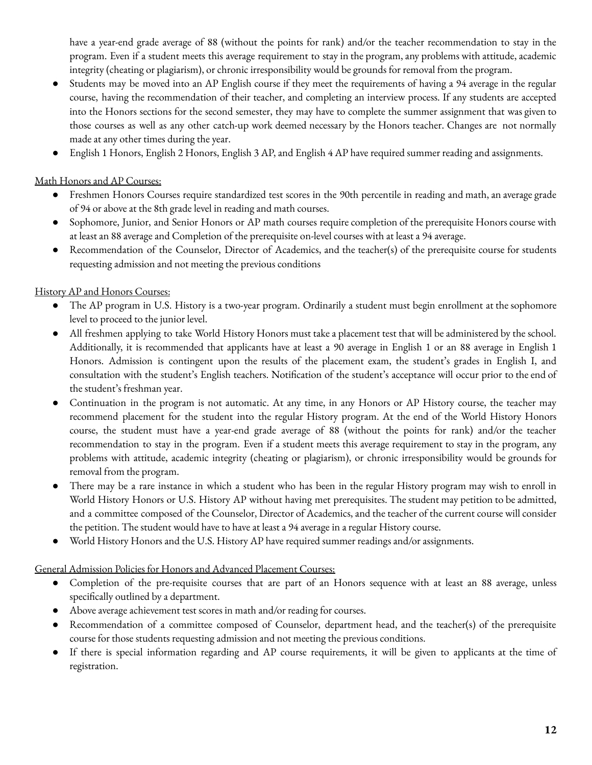have a year-end grade average of 88 (without the points for rank) and/or the teacher recommendation to stay in the program. Even if a student meets this average requirement to stay in the program, any problems with attitude, academic integrity (cheating or plagiarism), or chronic irresponsibility would be grounds for removal from the program.

- Students may be moved into an AP English course if they meet the requirements of having a 94 average in the regular course, having the recommendation of their teacher, and completing an interview process. If any students are accepted into the Honors sections for the second semester, they may have to complete the summer assignment that was given to those courses as well as any other catch-up work deemed necessary by the Honors teacher. Changes are not normally made at any other times during the year.
- English 1 Honors, English 2 Honors, English 3 AP, and English 4 AP have required summer reading and assignments.

Math Honors and AP Courses:

- Freshmen Honors Courses require standardized test scores in the 90th percentile in reading and math, an average grade of 94 or above at the 8th grade level in reading and math courses.
- Sophomore, Junior, and Senior Honors or AP math courses require completion of the prerequisite Honors course with at least an 88 average and Completion of the prerequisite on-level courses with at least a 94 average.
- Recommendation of the Counselor, Director of Academics, and the teacher(s) of the prerequisite course for students requesting admission and not meeting the previous conditions

History AP and Honors Courses:

- The AP program in U.S. History is a two-year program. Ordinarily a student must begin enrollment at the sophomore level to proceed to the junior level.
- All freshmen applying to take World History Honors must take a placement test that will be administered by the school. Additionally, it is recommended that applicants have at least a 90 average in English 1 or an 88 average in English 1 Honors. Admission is contingent upon the results of the placement exam, the student's grades in English I, and consultation with the student's English teachers. Notification of the student's acceptance will occur prior to the end of the student's freshman year.
- Continuation in the program is not automatic. At any time, in any Honors or AP History course, the teacher may recommend placement for the student into the regular History program. At the end of the World History Honors course, the student must have a year-end grade average of 88 (without the points for rank) and/or the teacher recommendation to stay in the program. Even if a student meets this average requirement to stay in the program, any problems with attitude, academic integrity (cheating or plagiarism), or chronic irresponsibility would be grounds for removal from the program.
- There may be a rare instance in which a student who has been in the regular History program may wish to enroll in World History Honors or U.S. History AP without having met prerequisites. The student may petition to be admitted, and a committee composed of the Counselor, Director of Academics, and the teacher of the current course will consider the petition. The student would have to have at least a 94 average in a regular History course.
- World History Honors and the U.S. History AP have required summer readings and/or assignments.

General Admission Policies for Honors and Advanced Placement Courses:

- Completion of the pre-requisite courses that are part of an Honors sequence with at least an 88 average, unless specifically outlined by a department.
- Above average achievement test scores in math and/or reading for courses.
- Recommendation of a committee composed of Counselor, department head, and the teacher(s) of the prerequisite course for those students requesting admission and not meeting the previous conditions.
- If there is special information regarding and AP course requirements, it will be given to applicants at the time of registration.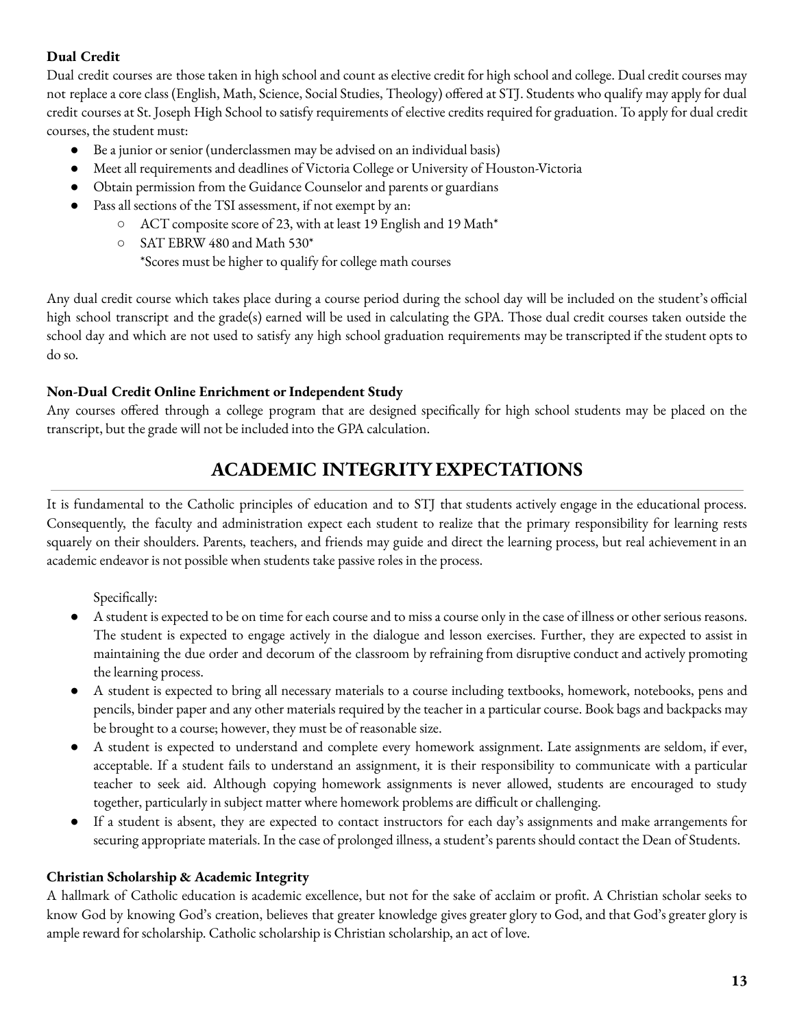**Dual Credit**

Dual credit courses are those taken in high school and count as elective credit for high school and college. Dual credit courses may not replace a core class (English, Math, Science, Social Studies, Theology) offered at STJ. Students who qualify may apply for dual credit courses at St. Joseph High School to satisfy requirements of elective credits required for graduation. To apply for dual credit courses, the student must:

- Be a junior or senior (underclassmen may be advised on an individual basis)
- Meet all requirements and deadlines of Victoria College or University of Houston-Victoria
- Obtain permission from the Guidance Counselor and parents or guardians
- Pass all sections of the TSI assessment, if not exempt by an:
  - ACT composite score of 23, with at least 19 English and 19 Math*
  - SAT EBRW 480 and Math 530*

    *Scores must be higher to qualify for college math courses

Any dual credit course which takes place during a course period during the school day will be included on the student's official high school transcript and the grade(s) earned will be used in calculating the GPA. Those dual credit courses taken outside the school day and which are not used to satisfy any high school graduation requirements may be transcripted if the student opts to do so.

**Non-Dual Credit Online Enrichment or Independent Study**

Any courses offered through a college program that are designed specifically for high school students may be placed on the transcript, but the grade will not be included into the GPA calculation.

## ACADEMIC INTEGRITY EXPECTATIONS

It is fundamental to the Catholic principles of education and to STJ that students actively engage in the educational process. Consequently, the faculty and administration expect each student to realize that the primary responsibility for learning rests squarely on their shoulders. Parents, teachers, and friends may guide and direct the learning process, but real achievement in an academic endeavor is not possible when students take passive roles in the process.

Specifically:

- A student is expected to be on time for each course and to miss a course only in the case of illness or other serious reasons. The student is expected to engage actively in the dialogue and lesson exercises. Further, they are expected to assist in maintaining the due order and decorum of the classroom by refraining from disruptive conduct and actively promoting the learning process.
- A student is expected to bring all necessary materials to a course including textbooks, homework, notebooks, pens and pencils, binder paper and any other materials required by the teacher in a particular course. Book bags and backpacks may be brought to a course; however, they must be of reasonable size.
- A student is expected to understand and complete every homework assignment. Late assignments are seldom, if ever, acceptable. If a student fails to understand an assignment, it is their responsibility to communicate with a particular teacher to seek aid. Although copying homework assignments is never allowed, students are encouraged to study together, particularly in subject matter where homework problems are difficult or challenging.
- If a student is absent, they are expected to contact instructors for each day's assignments and make arrangements for securing appropriate materials. In the case of prolonged illness, a student's parents should contact the Dean of Students.

**Christian Scholarship & Academic Integrity**

A hallmark of Catholic education is academic excellence, but not for the sake of acclaim or profit. A Christian scholar seeks to know God by knowing God's creation, believes that greater knowledge gives greater glory to God, and that God's greater glory is ample reward for scholarship. Catholic scholarship is Christian scholarship, an act of love.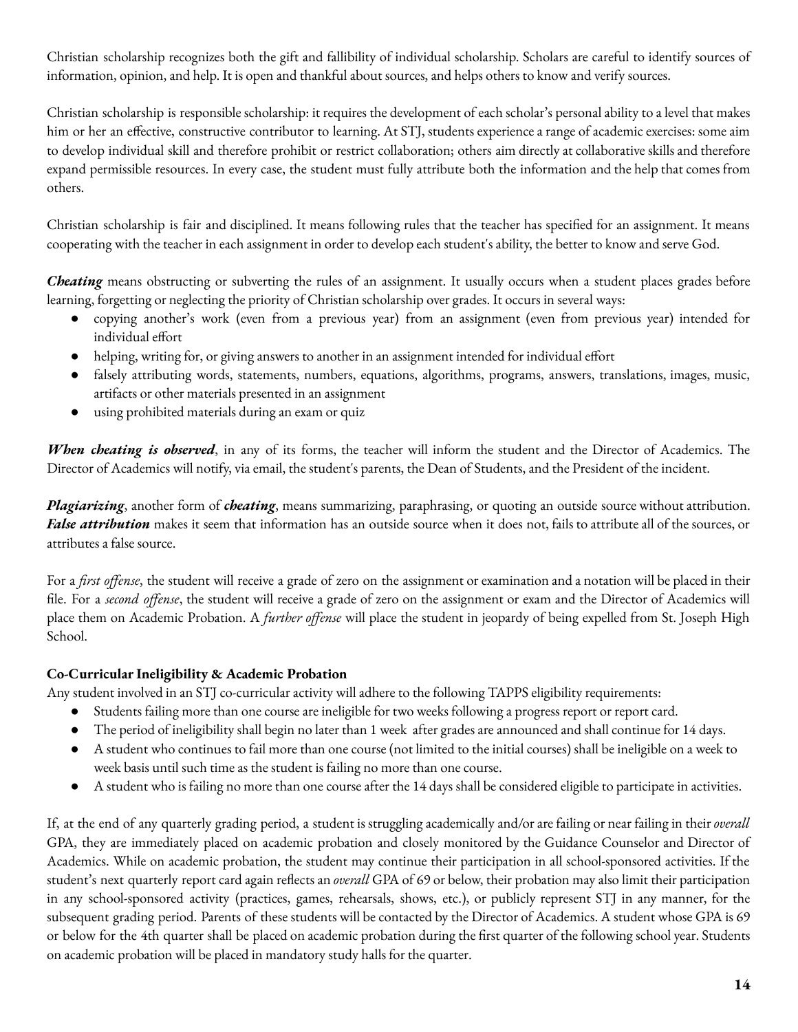Christian scholarship recognizes both the gift and fallibility of individual scholarship. Scholars are careful to identify sources of information, opinion, and help. It is open and thankful about sources, and helps others to know and verify sources.

Christian scholarship is responsible scholarship: it requires the development of each scholar's personal ability to a level that makes him or her an effective, constructive contributor to learning. At STJ, students experience a range of academic exercises: some aim to develop individual skill and therefore prohibit or restrict collaboration; others aim directly at collaborative skills and therefore expand permissible resources. In every case, the student must fully attribute both the information and the help that comes from others.

Christian scholarship is fair and disciplined. It means following rules that the teacher has specified for an assignment. It means cooperating with the teacher in each assignment in order to develop each student's ability, the better to know and serve God.

***Cheating*** means obstructing or subverting the rules of an assignment. It usually occurs when a student places grades before learning, forgetting or neglecting the priority of Christian scholarship over grades. It occurs in several ways:

- copying another's work (even from a previous year) from an assignment (even from previous year) intended for individual effort
- helping, writing for, or giving answers to another in an assignment intended for individual effort
- falsely attributing words, statements, numbers, equations, algorithms, programs, answers, translations, images, music, artifacts or other materials presented in an assignment
- using prohibited materials during an exam or quiz

***When cheating is observed***, in any of its forms, the teacher will inform the student and the Director of Academics. The Director of Academics will notify, via email, the student's parents, the Dean of Students, and the President of the incident.

***Plagiarizing***, another form of ***cheating***, means summarizing, paraphrasing, or quoting an outside source without attribution. ***False attribution*** makes it seem that information has an outside source when it does not, fails to attribute all of the sources, or attributes a false source.

For a *first offense*, the student will receive a grade of zero on the assignment or examination and a notation will be placed in their file. For a *second offense*, the student will receive a grade of zero on the assignment or exam and the Director of Academics will place them on Academic Probation. A *further offense* will place the student in jeopardy of being expelled from St. Joseph High School.

**Co-Curricular Ineligibility & Academic Probation**

Any student involved in an STJ co-curricular activity will adhere to the following TAPPS eligibility requirements:

- Students failing more than one course are ineligible for two weeks following a progress report or report card.
- The period of ineligibility shall begin no later than 1 week after grades are announced and shall continue for 14 days.
- A student who continues to fail more than one course (not limited to the initial courses) shall be ineligible on a week to week basis until such time as the student is failing no more than one course.
- A student who is failing no more than one course after the 14 days shall be considered eligible to participate in activities.

If, at the end of any quarterly grading period, a student is struggling academically and/or are failing or near failing in their *overall* GPA, they are immediately placed on academic probation and closely monitored by the Guidance Counselor and Director of Academics. While on academic probation, the student may continue their participation in all school-sponsored activities. If the student's next quarterly report card again reflects an *overall* GPA of 69 or below, their probation may also limit their participation in any school-sponsored activity (practices, games, rehearsals, shows, etc.), or publicly represent STJ in any manner, for the subsequent grading period. Parents of these students will be contacted by the Director of Academics. A student whose GPA is 69 or below for the 4th quarter shall be placed on academic probation during the first quarter of the following school year. Students on academic probation will be placed in mandatory study halls for the quarter.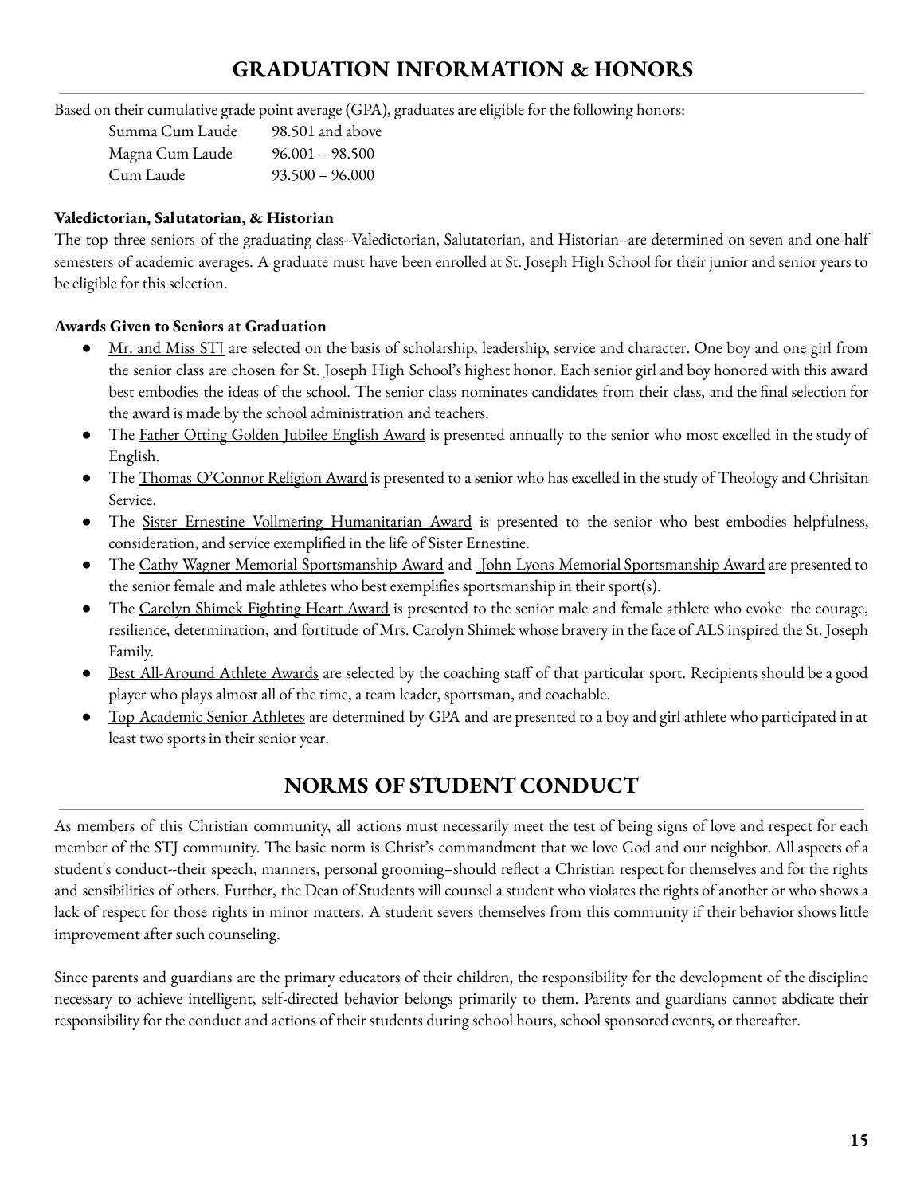## GRADUATION INFORMATION & HONORS

Based on their cumulative grade point average (GPA), graduates are eligible for the following honors:

| | |
|---|---|
| Summa Cum Laude | 98.501 and above |
| Magna Cum Laude | 96.001 – 98.500 |
| Cum Laude | 93.500 – 96.000 |

**Valedictorian, Salutatorian, & Historian**

The top three seniors of the graduating class--Valedictorian, Salutatorian, and Historian--are determined on seven and one-half semesters of academic averages. A graduate must have been enrolled at St. Joseph High School for their junior and senior years to be eligible for this selection.

**Awards Given to Seniors at Graduation**

- Mr. and Miss STJ are selected on the basis of scholarship, leadership, service and character. One boy and one girl from the senior class are chosen for St. Joseph High School's highest honor. Each senior girl and boy honored with this award best embodies the ideas of the school. The senior class nominates candidates from their class, and the final selection for the award is made by the school administration and teachers.
- The Father Otting Golden Jubilee English Award is presented annually to the senior who most excelled in the study of English.
- The Thomas O'Connor Religion Award is presented to a senior who has excelled in the study of Theology and Chrisitan Service.
- The Sister Ernestine Vollmering Humanitarian Award is presented to the senior who best embodies helpfulness, consideration, and service exemplified in the life of Sister Ernestine.
- The Cathy Wagner Memorial Sportsmanship Award and John Lyons Memorial Sportsmanship Award are presented to the senior female and male athletes who best exemplifies sportsmanship in their sport(s).
- The Carolyn Shimek Fighting Heart Award is presented to the senior male and female athlete who evoke the courage, resilience, determination, and fortitude of Mrs. Carolyn Shimek whose bravery in the face of ALS inspired the St. Joseph Family.
- Best All-Around Athlete Awards are selected by the coaching staff of that particular sport. Recipients should be a good player who plays almost all of the time, a team leader, sportsman, and coachable.
- Top Academic Senior Athletes are determined by GPA and are presented to a boy and girl athlete who participated in at least two sports in their senior year.

## NORMS OF STUDENT CONDUCT

As members of this Christian community, all actions must necessarily meet the test of being signs of love and respect for each member of the STJ community. The basic norm is Christ's commandment that we love God and our neighbor. All aspects of a student's conduct--their speech, manners, personal grooming–should reflect a Christian respect for themselves and for the rights and sensibilities of others. Further, the Dean of Students will counsel a student who violates the rights of another or who shows a lack of respect for those rights in minor matters. A student severs themselves from this community if their behavior shows little improvement after such counseling.

Since parents and guardians are the primary educators of their children, the responsibility for the development of the discipline necessary to achieve intelligent, self-directed behavior belongs primarily to them. Parents and guardians cannot abdicate their responsibility for the conduct and actions of their students during school hours, school sponsored events, or thereafter.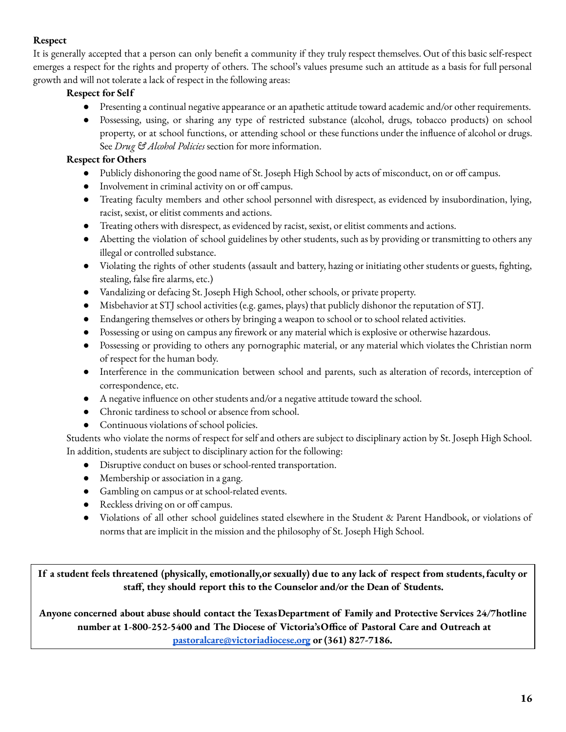**Respect**

It is generally accepted that a person can only benefit a community if they truly respect themselves. Out of this basic self-respect emerges a respect for the rights and property of others. The school's values presume such an attitude as a basis for full personal growth and will not tolerate a lack of respect in the following areas:

**Respect for Self**

- Presenting a continual negative appearance or an apathetic attitude toward academic and/or other requirements.
- Possessing, using, or sharing any type of restricted substance (alcohol, drugs, tobacco products) on school property, or at school functions, or attending school or these functions under the influence of alcohol or drugs. See *Drug & Alcohol Policies* section for more information.

**Respect for Others**

- Publicly dishonoring the good name of St. Joseph High School by acts of misconduct, on or off campus.
- Involvement in criminal activity on or off campus.
- Treating faculty members and other school personnel with disrespect, as evidenced by insubordination, lying, racist, sexist, or elitist comments and actions.
- Treating others with disrespect, as evidenced by racist, sexist, or elitist comments and actions.
- Abetting the violation of school guidelines by other students, such as by providing or transmitting to others any illegal or controlled substance.
- Violating the rights of other students (assault and battery, hazing or initiating other students or guests, fighting, stealing, false fire alarms, etc.)
- Vandalizing or defacing St. Joseph High School, other schools, or private property.
- Misbehavior at STJ school activities (e.g. games, plays) that publicly dishonor the reputation of STJ.
- Endangering themselves or others by bringing a weapon to school or to school related activities.
- Possessing or using on campus any firework or any material which is explosive or otherwise hazardous.
- Possessing or providing to others any pornographic material, or any material which violates the Christian norm of respect for the human body.
- Interference in the communication between school and parents, such as alteration of records, interception of correspondence, etc.
- A negative influence on other students and/or a negative attitude toward the school.
- Chronic tardiness to school or absence from school.
- Continuous violations of school policies.

Students who violate the norms of respect for self and others are subject to disciplinary action by St. Joseph High School. In addition, students are subject to disciplinary action for the following:

- Disruptive conduct on buses or school-rented transportation.
- Membership or association in a gang.
- Gambling on campus or at school-related events.
- Reckless driving on or off campus.
- Violations of all other school guidelines stated elsewhere in the Student & Parent Handbook, or violations of norms that are implicit in the mission and the philosophy of St. Joseph High School.

**If a student feels threatened (physically, emotionally,or sexually) due to any lack of respect from students, faculty or staff, they should report this to the Counselor and/or the Dean of Students.**

**Anyone concerned about abuse should contact the Texas Department of Family and Protective Services 24/7hotline number at 1-800-252-5400 and The Diocese of Victoria's Office of Pastoral Care and Outreach at [pastoralcare@victoriadiocese.org](mailto:pastoralcare@victoriadiocese.org) or (361) 827-7186.**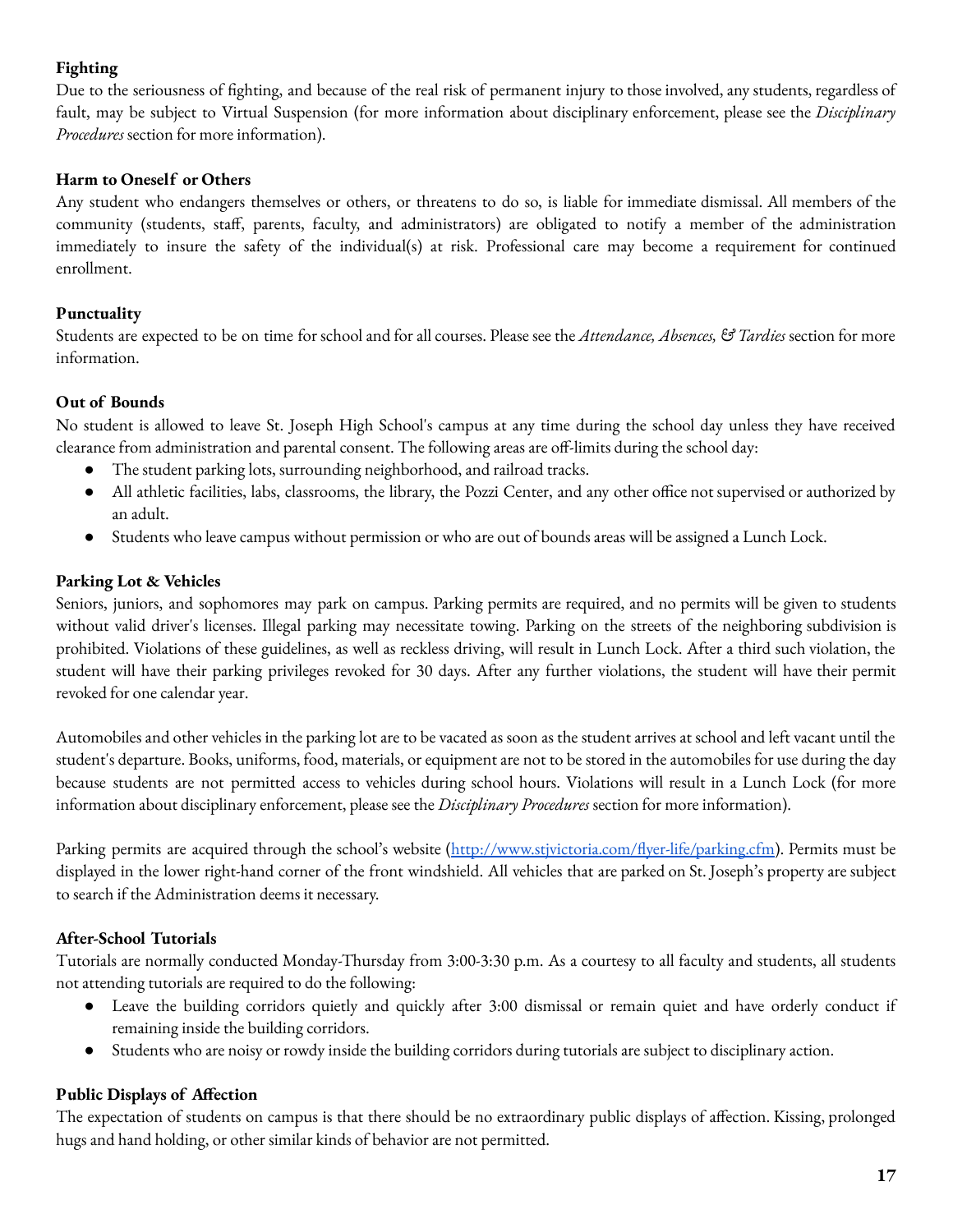**Fighting**

Due to the seriousness of fighting, and because of the real risk of permanent injury to those involved, any students, regardless of fault, may be subject to Virtual Suspension (for more information about disciplinary enforcement, please see the *Disciplinary Procedures* section for more information).

**Harm to Oneself or Others**

Any student who endangers themselves or others, or threatens to do so, is liable for immediate dismissal. All members of the community (students, staff, parents, faculty, and administrators) are obligated to notify a member of the administration immediately to insure the safety of the individual(s) at risk. Professional care may become a requirement for continued enrollment.

**Punctuality**

Students are expected to be on time for school and for all courses. Please see the *Attendance, Absences, & Tardies* section for more information.

**Out of Bounds**

No student is allowed to leave St. Joseph High School's campus at any time during the school day unless they have received clearance from administration and parental consent. The following areas are off-limits during the school day:

- The student parking lots, surrounding neighborhood, and railroad tracks.
- All athletic facilities, labs, classrooms, the library, the Pozzi Center, and any other office not supervised or authorized by an adult.
- Students who leave campus without permission or who are out of bounds areas will be assigned a Lunch Lock.

**Parking Lot & Vehicles**

Seniors, juniors, and sophomores may park on campus. Parking permits are required, and no permits will be given to students without valid driver's licenses. Illegal parking may necessitate towing. Parking on the streets of the neighboring subdivision is prohibited. Violations of these guidelines, as well as reckless driving, will result in Lunch Lock. After a third such violation, the student will have their parking privileges revoked for 30 days. After any further violations, the student will have their permit revoked for one calendar year.

Automobiles and other vehicles in the parking lot are to be vacated as soon as the student arrives at school and left vacant until the student's departure. Books, uniforms, food, materials, or equipment are not to be stored in the automobiles for use during the day because students are not permitted access to vehicles during school hours. Violations will result in a Lunch Lock (for more information about disciplinary enforcement, please see the *Disciplinary Procedures* section for more information).

Parking permits are acquired through the school's website ([http://www.stjvictoria.com/flyer-life/parking.cfm](http://www.stjvictoria.com/flyer-life/parking.cfm)). Permits must be displayed in the lower right-hand corner of the front windshield. All vehicles that are parked on St. Joseph's property are subject to search if the Administration deems it necessary.

**After-School Tutorials**

Tutorials are normally conducted Monday-Thursday from 3:00-3:30 p.m. As a courtesy to all faculty and students, all students not attending tutorials are required to do the following:

- Leave the building corridors quietly and quickly after 3:00 dismissal or remain quiet and have orderly conduct if remaining inside the building corridors.
- Students who are noisy or rowdy inside the building corridors during tutorials are subject to disciplinary action.

**Public Displays of Affection**

The expectation of students on campus is that there should be no extraordinary public displays of affection. Kissing, prolonged hugs and hand holding, or other similar kinds of behavior are not permitted.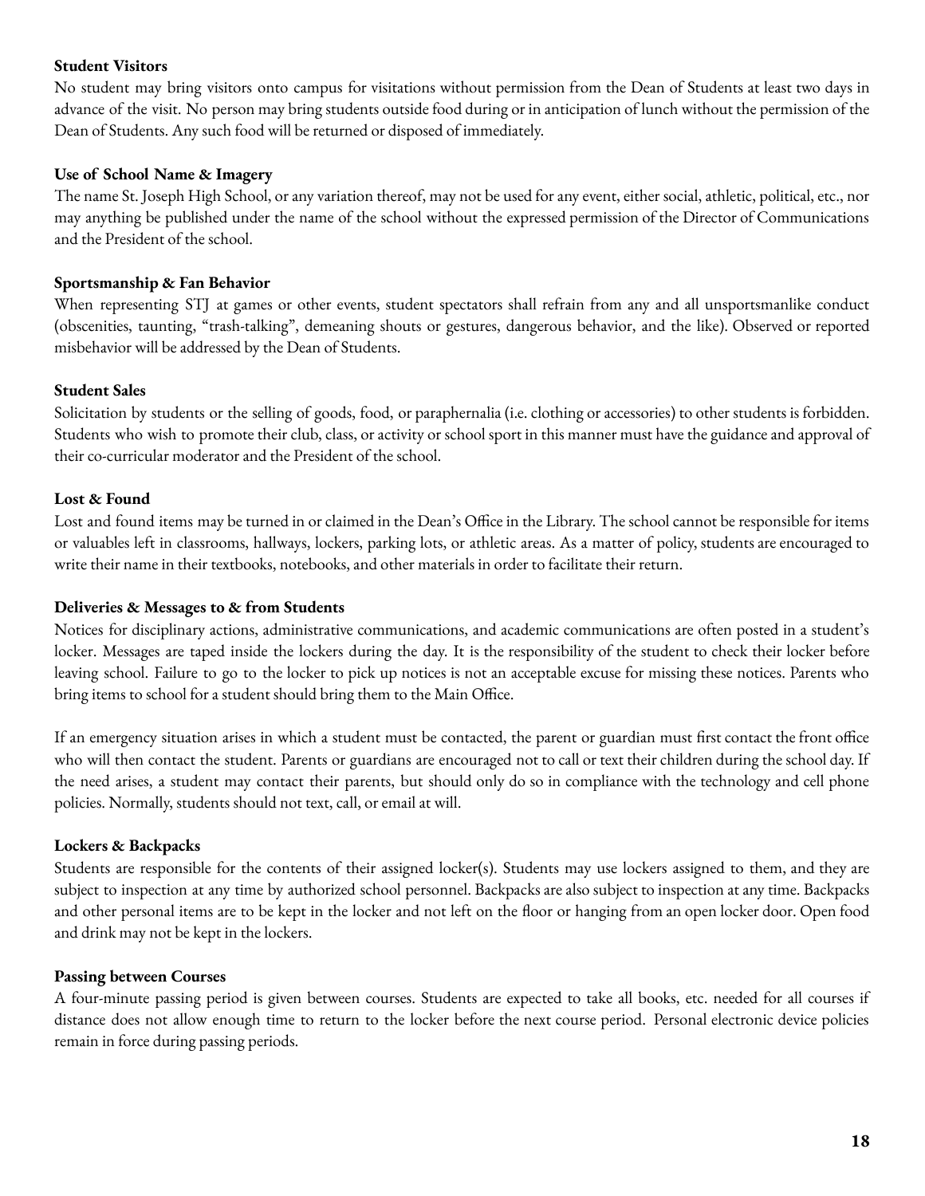**Student Visitors**

No student may bring visitors onto campus for visitations without permission from the Dean of Students at least two days in advance of the visit. No person may bring students outside food during or in anticipation of lunch without the permission of the Dean of Students. Any such food will be returned or disposed of immediately.

**Use of School Name & Imagery**

The name St. Joseph High School, or any variation thereof, may not be used for any event, either social, athletic, political, etc., nor may anything be published under the name of the school without the expressed permission of the Director of Communications and the President of the school.

**Sportsmanship & Fan Behavior**

When representing STJ at games or other events, student spectators shall refrain from any and all unsportsmanlike conduct (obscenities, taunting, "trash-talking", demeaning shouts or gestures, dangerous behavior, and the like). Observed or reported misbehavior will be addressed by the Dean of Students.

**Student Sales**

Solicitation by students or the selling of goods, food, or paraphernalia (i.e. clothing or accessories) to other students is forbidden. Students who wish to promote their club, class, or activity or school sport in this manner must have the guidance and approval of their co-curricular moderator and the President of the school.

**Lost & Found**

Lost and found items may be turned in or claimed in the Dean's Office in the Library. The school cannot be responsible for items or valuables left in classrooms, hallways, lockers, parking lots, or athletic areas. As a matter of policy, students are encouraged to write their name in their textbooks, notebooks, and other materials in order to facilitate their return.

**Deliveries & Messages to & from Students**

Notices for disciplinary actions, administrative communications, and academic communications are often posted in a student's locker. Messages are taped inside the lockers during the day. It is the responsibility of the student to check their locker before leaving school. Failure to go to the locker to pick up notices is not an acceptable excuse for missing these notices. Parents who bring items to school for a student should bring them to the Main Office.

If an emergency situation arises in which a student must be contacted, the parent or guardian must first contact the front office who will then contact the student. Parents or guardians are encouraged not to call or text their children during the school day. If the need arises, a student may contact their parents, but should only do so in compliance with the technology and cell phone policies. Normally, students should not text, call, or email at will.

**Lockers & Backpacks**

Students are responsible for the contents of their assigned locker(s). Students may use lockers assigned to them, and they are subject to inspection at any time by authorized school personnel. Backpacks are also subject to inspection at any time. Backpacks and other personal items are to be kept in the locker and not left on the floor or hanging from an open locker door. Open food and drink may not be kept in the lockers.

**Passing between Courses**

A four-minute passing period is given between courses. Students are expected to take all books, etc. needed for all courses if distance does not allow enough time to return to the locker before the next course period. Personal electronic device policies remain in force during passing periods.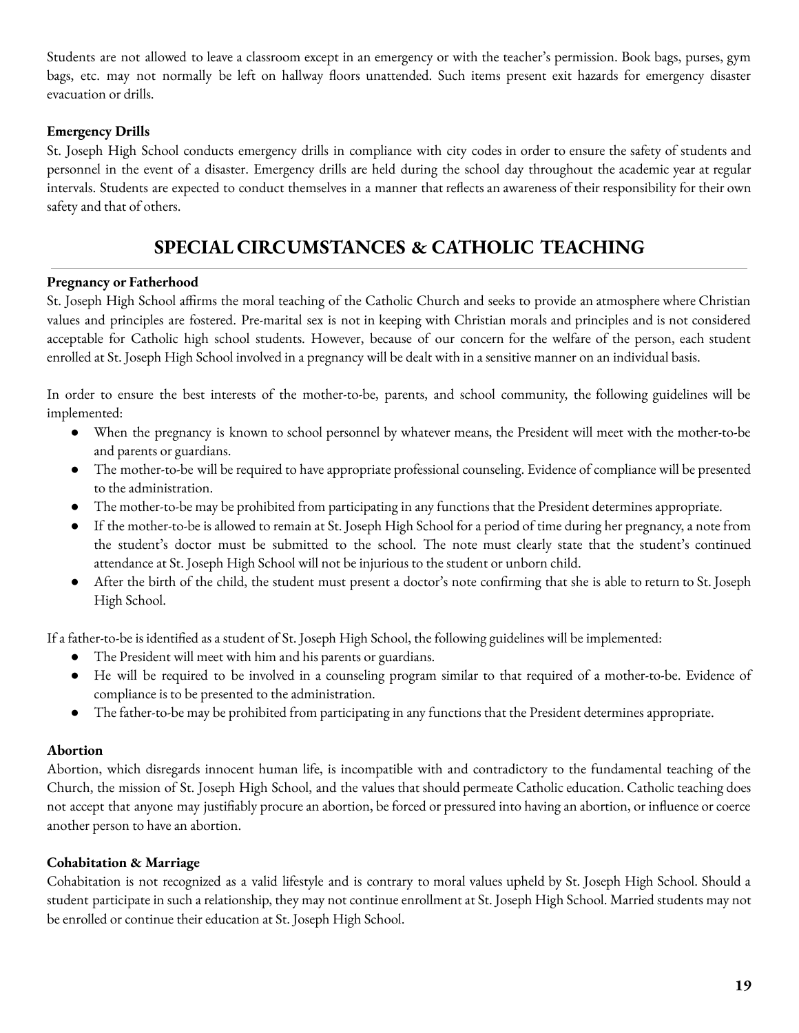Students are not allowed to leave a classroom except in an emergency or with the teacher's permission. Book bags, purses, gym bags, etc. may not normally be left on hallway floors unattended. Such items present exit hazards for emergency disaster evacuation or drills.

**Emergency Drills**

St. Joseph High School conducts emergency drills in compliance with city codes in order to ensure the safety of students and personnel in the event of a disaster. Emergency drills are held during the school day throughout the academic year at regular intervals. Students are expected to conduct themselves in a manner that reflects an awareness of their responsibility for their own safety and that of others.

## SPECIAL CIRCUMSTANCES & CATHOLIC TEACHING

**Pregnancy or Fatherhood**

St. Joseph High School affirms the moral teaching of the Catholic Church and seeks to provide an atmosphere where Christian values and principles are fostered. Pre-marital sex is not in keeping with Christian morals and principles and is not considered acceptable for Catholic high school students. However, because of our concern for the welfare of the person, each student enrolled at St. Joseph High School involved in a pregnancy will be dealt with in a sensitive manner on an individual basis.

In order to ensure the best interests of the mother-to-be, parents, and school community, the following guidelines will be implemented:

- When the pregnancy is known to school personnel by whatever means, the President will meet with the mother-to-be and parents or guardians.
- The mother-to-be will be required to have appropriate professional counseling. Evidence of compliance will be presented to the administration.
- The mother-to-be may be prohibited from participating in any functions that the President determines appropriate.
- If the mother-to-be is allowed to remain at St. Joseph High School for a period of time during her pregnancy, a note from the student's doctor must be submitted to the school. The note must clearly state that the student's continued attendance at St. Joseph High School will not be injurious to the student or unborn child.
- After the birth of the child, the student must present a doctor's note confirming that she is able to return to St. Joseph High School.

If a father-to-be is identified as a student of St. Joseph High School, the following guidelines will be implemented:

- The President will meet with him and his parents or guardians.
- He will be required to be involved in a counseling program similar to that required of a mother-to-be. Evidence of compliance is to be presented to the administration.
- The father-to-be may be prohibited from participating in any functions that the President determines appropriate.

**Abortion**

Abortion, which disregards innocent human life, is incompatible with and contradictory to the fundamental teaching of the Church, the mission of St. Joseph High School, and the values that should permeate Catholic education. Catholic teaching does not accept that anyone may justifiably procure an abortion, be forced or pressured into having an abortion, or influence or coerce another person to have an abortion.

**Cohabitation & Marriage**

Cohabitation is not recognized as a valid lifestyle and is contrary to moral values upheld by St. Joseph High School. Should a student participate in such a relationship, they may not continue enrollment at St. Joseph High School. Married students may not be enrolled or continue their education at St. Joseph High School.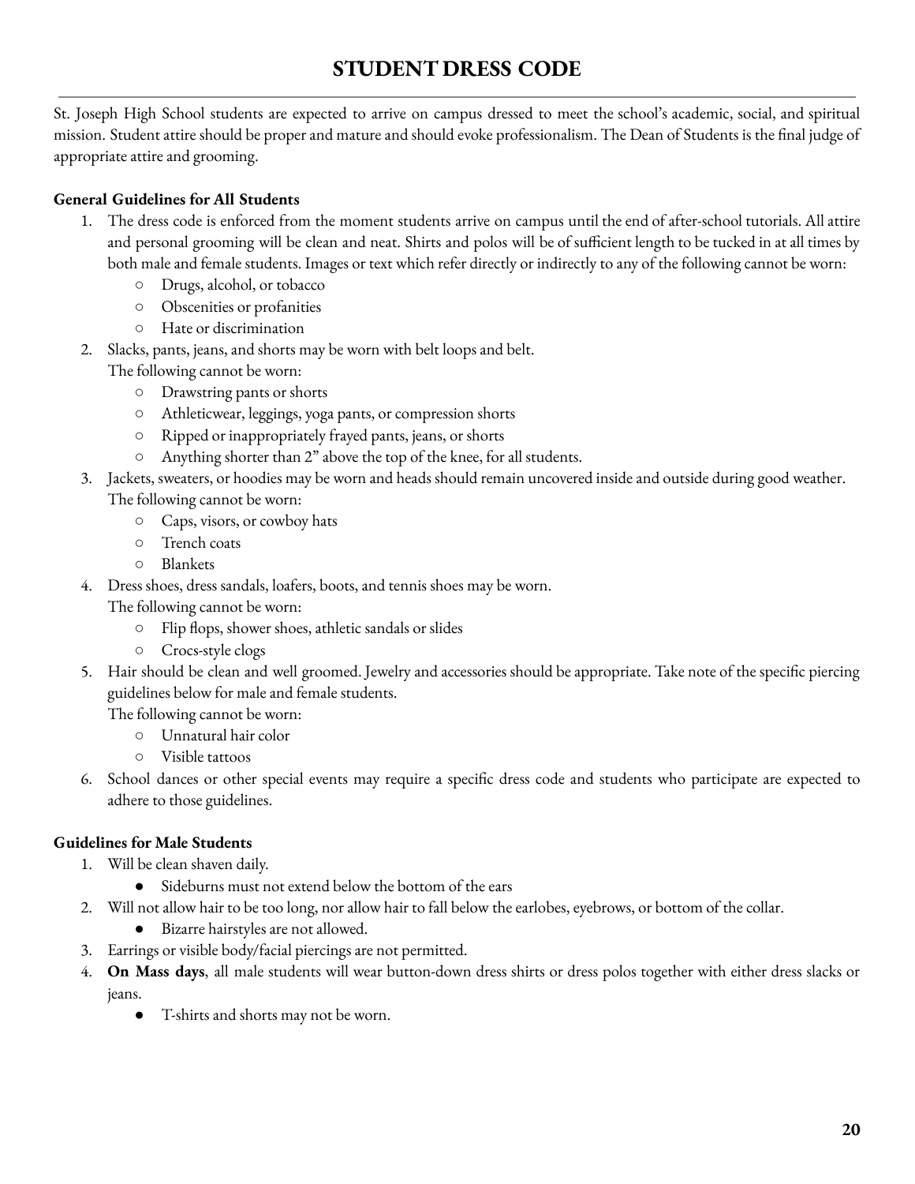# STUDENT DRESS CODE

St. Joseph High School students are expected to arrive on campus dressed to meet the school's academic, social, and spiritual mission. Student attire should be proper and mature and should evoke professionalism. The Dean of Students is the final judge of appropriate attire and grooming.

**General Guidelines for All Students**

1. The dress code is enforced from the moment students arrive on campus until the end of after-school tutorials. All attire and personal grooming will be clean and neat. Shirts and polos will be of sufficient length to be tucked in at all times by both male and female students. Images or text which refer directly or indirectly to any of the following cannot be worn:
   - Drugs, alcohol, or tobacco
   - Obscenities or profanities
   - Hate or discrimination
2. Slacks, pants, jeans, and shorts may be worn with belt loops and belt.
   The following cannot be worn:
   - Drawstring pants or shorts
   - Athleticwear, leggings, yoga pants, or compression shorts
   - Ripped or inappropriately frayed pants, jeans, or shorts
   - Anything shorter than 2" above the top of the knee, for all students.
3. Jackets, sweaters, or hoodies may be worn and heads should remain uncovered inside and outside during good weather.
   The following cannot be worn:
   - Caps, visors, or cowboy hats
   - Trench coats
   - Blankets
4. Dress shoes, dress sandals, loafers, boots, and tennis shoes may be worn.
   The following cannot be worn:
   - Flip flops, shower shoes, athletic sandals or slides
   - Crocs-style clogs
5. Hair should be clean and well groomed. Jewelry and accessories should be appropriate. Take note of the specific piercing guidelines below for male and female students.
   The following cannot be worn:
   - Unnatural hair color
   - Visible tattoos
6. School dances or other special events may require a specific dress code and students who participate are expected to adhere to those guidelines.

**Guidelines for Male Students**

1. Will be clean shaven daily.
   - Sideburns must not extend below the bottom of the ears
2. Will not allow hair to be too long, nor allow hair to fall below the earlobes, eyebrows, or bottom of the collar.
   - Bizarre hairstyles are not allowed.
3. Earrings or visible body/facial piercings are not permitted.
4. **On Mass days**, all male students will wear button-down dress shirts or dress polos together with either dress slacks or jeans.
   - T-shirts and shorts may not be worn.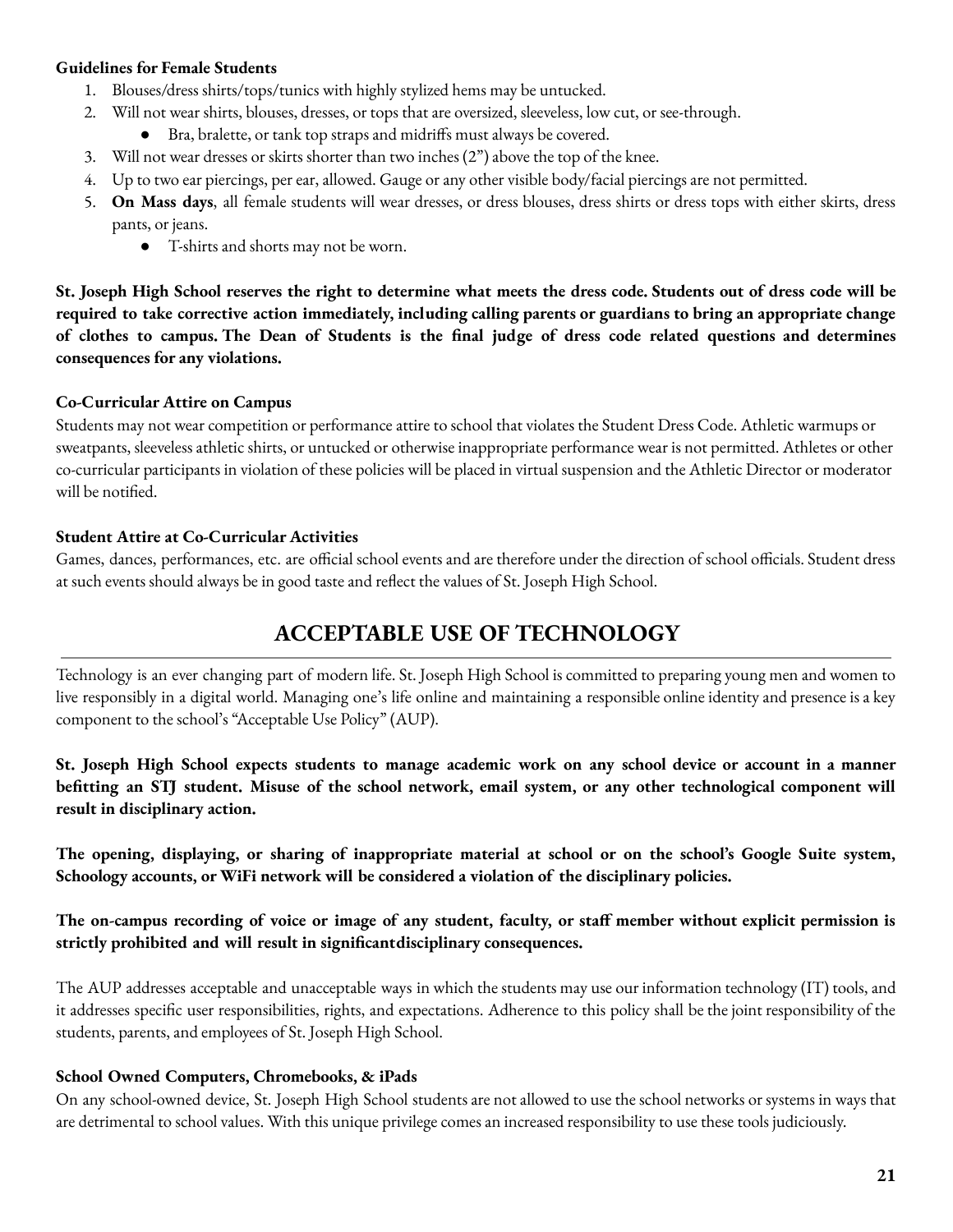**Guidelines for Female Students**

1. Blouses/dress shirts/tops/tunics with highly stylized hems may be untucked.
2. Will not wear shirts, blouses, dresses, or tops that are oversized, sleeveless, low cut, or see-through.
   - Bra, bralette, or tank top straps and midriffs must always be covered.
3. Will not wear dresses or skirts shorter than two inches (2") above the top of the knee.
4. Up to two ear piercings, per ear, allowed. Gauge or any other visible body/facial piercings are not permitted.
5. **On Mass days**, all female students will wear dresses, or dress blouses, dress shirts or dress tops with either skirts, dress pants, or jeans.
   - T-shirts and shorts may not be worn.

**St. Joseph High School reserves the right to determine what meets the dress code. Students out of dress code will be required to take corrective action immediately, including calling parents or guardians to bring an appropriate change of clothes to campus. The Dean of Students is the final judge of dress code related questions and determines consequences for any violations.**

**Co-Curricular Attire on Campus**

Students may not wear competition or performance attire to school that violates the Student Dress Code. Athletic warmups or sweatpants, sleeveless athletic shirts, or untucked or otherwise inappropriate performance wear is not permitted. Athletes or other co-curricular participants in violation of these policies will be placed in virtual suspension and the Athletic Director or moderator will be notified.

**Student Attire at Co-Curricular Activities**

Games, dances, performances, etc. are official school events and are therefore under the direction of school officials. Student dress at such events should always be in good taste and reflect the values of St. Joseph High School.

## ACCEPTABLE USE OF TECHNOLOGY

Technology is an ever changing part of modern life. St. Joseph High School is committed to preparing young men and women to live responsibly in a digital world. Managing one's life online and maintaining a responsible online identity and presence is a key component to the school's "Acceptable Use Policy" (AUP).

**St. Joseph High School expects students to manage academic work on any school device or account in a manner befitting an STJ student. Misuse of the school network, email system, or any other technological component will result in disciplinary action.**

**The opening, displaying, or sharing of inappropriate material at school or on the school's Google Suite system, Schoology accounts, or WiFi network will be considered a violation of the disciplinary policies.**

**The on-campus recording of voice or image of any student, faculty, or staff member without explicit permission is strictly prohibited and will result in significantdisciplinary consequences.**

The AUP addresses acceptable and unacceptable ways in which the students may use our information technology (IT) tools, and it addresses specific user responsibilities, rights, and expectations. Adherence to this policy shall be the joint responsibility of the students, parents, and employees of St. Joseph High School.

**School Owned Computers, Chromebooks, & iPads**

On any school-owned device, St. Joseph High School students are not allowed to use the school networks or systems in ways that are detrimental to school values. With this unique privilege comes an increased responsibility to use these tools judiciously.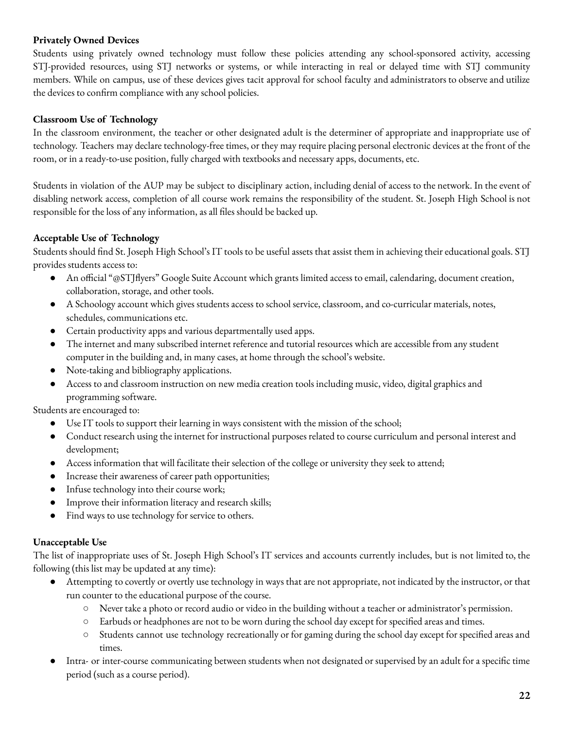**Privately Owned Devices**

Students using privately owned technology must follow these policies attending any school-sponsored activity, accessing STJ-provided resources, using STJ networks or systems, or while interacting in real or delayed time with STJ community members. While on campus, use of these devices gives tacit approval for school faculty and administrators to observe and utilize the devices to confirm compliance with any school policies.

**Classroom Use of Technology**

In the classroom environment, the teacher or other designated adult is the determiner of appropriate and inappropriate use of technology. Teachers may declare technology-free times, or they may require placing personal electronic devices at the front of the room, or in a ready-to-use position, fully charged with textbooks and necessary apps, documents, etc.

Students in violation of the AUP may be subject to disciplinary action, including denial of access to the network. In the event of disabling network access, completion of all course work remains the responsibility of the student. St. Joseph High School is not responsible for the loss of any information, as all files should be backed up.

**Acceptable Use of Technology**

Students should find St. Joseph High School's IT tools to be useful assets that assist them in achieving their educational goals. STJ provides students access to:

- An official "@STJflyers" Google Suite Account which grants limited access to email, calendaring, document creation, collaboration, storage, and other tools.
- A Schoology account which gives students access to school service, classroom, and co-curricular materials, notes, schedules, communications etc.
- Certain productivity apps and various departmentally used apps.
- The internet and many subscribed internet reference and tutorial resources which are accessible from any student computer in the building and, in many cases, at home through the school's website.
- Note-taking and bibliography applications.
- Access to and classroom instruction on new media creation tools including music, video, digital graphics and programming software.

Students are encouraged to:

- Use IT tools to support their learning in ways consistent with the mission of the school;
- Conduct research using the internet for instructional purposes related to course curriculum and personal interest and development;
- Access information that will facilitate their selection of the college or university they seek to attend;
- Increase their awareness of career path opportunities;
- Infuse technology into their course work;
- Improve their information literacy and research skills;
- Find ways to use technology for service to others.

**Unacceptable Use**

The list of inappropriate uses of St. Joseph High School's IT services and accounts currently includes, but is not limited to, the following (this list may be updated at any time):

- Attempting to covertly or overtly use technology in ways that are not appropriate, not indicated by the instructor, or that run counter to the educational purpose of the course.
  - Never take a photo or record audio or video in the building without a teacher or administrator's permission.
  - Earbuds or headphones are not to be worn during the school day except for specified areas and times.
  - Students cannot use technology recreationally or for gaming during the school day except for specified areas and times.
- Intra- or inter-course communicating between students when not designated or supervised by an adult for a specific time period (such as a course period).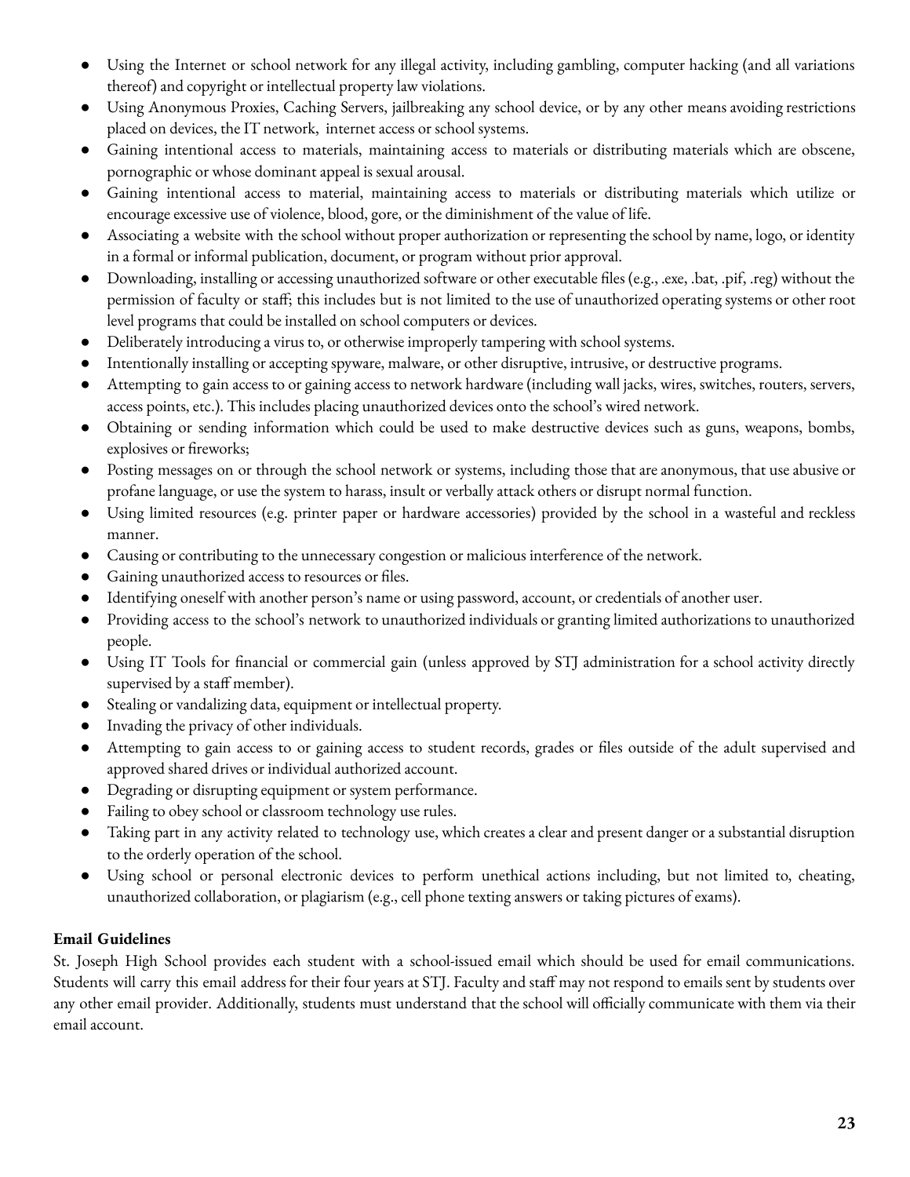- Using the Internet or school network for any illegal activity, including gambling, computer hacking (and all variations thereof) and copyright or intellectual property law violations.
- Using Anonymous Proxies, Caching Servers, jailbreaking any school device, or by any other means avoiding restrictions placed on devices, the IT network, internet access or school systems.
- Gaining intentional access to materials, maintaining access to materials or distributing materials which are obscene, pornographic or whose dominant appeal is sexual arousal.
- Gaining intentional access to material, maintaining access to materials or distributing materials which utilize or encourage excessive use of violence, blood, gore, or the diminishment of the value of life.
- Associating a website with the school without proper authorization or representing the school by name, logo, or identity in a formal or informal publication, document, or program without prior approval.
- Downloading, installing or accessing unauthorized software or other executable files (e.g., .exe, .bat, .pif, .reg) without the permission of faculty or staff; this includes but is not limited to the use of unauthorized operating systems or other root level programs that could be installed on school computers or devices.
- Deliberately introducing a virus to, or otherwise improperly tampering with school systems.
- Intentionally installing or accepting spyware, malware, or other disruptive, intrusive, or destructive programs.
- Attempting to gain access to or gaining access to network hardware (including wall jacks, wires, switches, routers, servers, access points, etc.). This includes placing unauthorized devices onto the school's wired network.
- Obtaining or sending information which could be used to make destructive devices such as guns, weapons, bombs, explosives or fireworks;
- Posting messages on or through the school network or systems, including those that are anonymous, that use abusive or profane language, or use the system to harass, insult or verbally attack others or disrupt normal function.
- Using limited resources (e.g. printer paper or hardware accessories) provided by the school in a wasteful and reckless manner.
- Causing or contributing to the unnecessary congestion or malicious interference of the network.
- Gaining unauthorized access to resources or files.
- Identifying oneself with another person's name or using password, account, or credentials of another user.
- Providing access to the school's network to unauthorized individuals or granting limited authorizations to unauthorized people.
- Using IT Tools for financial or commercial gain (unless approved by STJ administration for a school activity directly supervised by a staff member).
- Stealing or vandalizing data, equipment or intellectual property.
- Invading the privacy of other individuals.
- Attempting to gain access to or gaining access to student records, grades or files outside of the adult supervised and approved shared drives or individual authorized account.
- Degrading or disrupting equipment or system performance.
- Failing to obey school or classroom technology use rules.
- Taking part in any activity related to technology use, which creates a clear and present danger or a substantial disruption to the orderly operation of the school.
- Using school or personal electronic devices to perform unethical actions including, but not limited to, cheating, unauthorized collaboration, or plagiarism (e.g., cell phone texting answers or taking pictures of exams).

**Email Guidelines**

St. Joseph High School provides each student with a school-issued email which should be used for email communications. Students will carry this email address for their four years at STJ. Faculty and staff may not respond to emails sent by students over any other email provider. Additionally, students must understand that the school will officially communicate with them via their email account.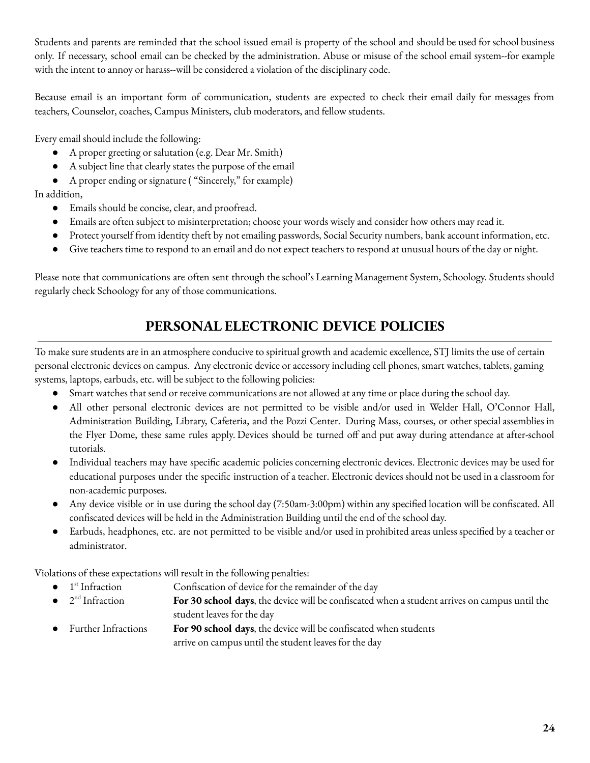Students and parents are reminded that the school issued email is property of the school and should be used for school business only. If necessary, school email can be checked by the administration. Abuse or misuse of the school email system--for example with the intent to annoy or harass--will be considered a violation of the disciplinary code.

Because email is an important form of communication, students are expected to check their email daily for messages from teachers, Counselor, coaches, Campus Ministers, club moderators, and fellow students.

Every email should include the following:

- A proper greeting or salutation (e.g. Dear Mr. Smith)
- A subject line that clearly states the purpose of the email
- A proper ending or signature ( "Sincerely," for example)

In addition,

- Emails should be concise, clear, and proofread.
- Emails are often subject to misinterpretation; choose your words wisely and consider how others may read it.
- Protect yourself from identity theft by not emailing passwords, Social Security numbers, bank account information, etc.
- Give teachers time to respond to an email and do not expect teachers to respond at unusual hours of the day or night.

Please note that communications are often sent through the school's Learning Management System, Schoology. Students should regularly check Schoology for any of those communications.

## PERSONAL ELECTRONIC DEVICE POLICIES

To make sure students are in an atmosphere conducive to spiritual growth and academic excellence, STJ limits the use of certain personal electronic devices on campus. Any electronic device or accessory including cell phones, smart watches, tablets, gaming systems, laptops, earbuds, etc. will be subject to the following policies:

- Smart watches that send or receive communications are not allowed at any time or place during the school day.
- All other personal electronic devices are not permitted to be visible and/or used in Welder Hall, O'Connor Hall, Administration Building, Library, Cafeteria, and the Pozzi Center. During Mass, courses, or other special assemblies in the Flyer Dome, these same rules apply. Devices should be turned off and put away during attendance at after-school tutorials.
- Individual teachers may have specific academic policies concerning electronic devices. Electronic devices may be used for educational purposes under the specific instruction of a teacher. Electronic devices should not be used in a classroom for non-academic purposes.
- Any device visible or in use during the school day (7:50am-3:00pm) within any specified location will be confiscated. All confiscated devices will be held in the Administration Building until the end of the school day.
- Earbuds, headphones, etc. are not permitted to be visible and/or used in prohibited areas unless specified by a teacher or administrator.

Violations of these expectations will result in the following penalties:

- 1st Infraction — Confiscation of device for the remainder of the day
- 2nd Infraction — **For 30 school days**, the device will be confiscated when a student arrives on campus until the student leaves for the day
- Further Infractions — **For 90 school days**, the device will be confiscated when students arrive on campus until the student leaves for the day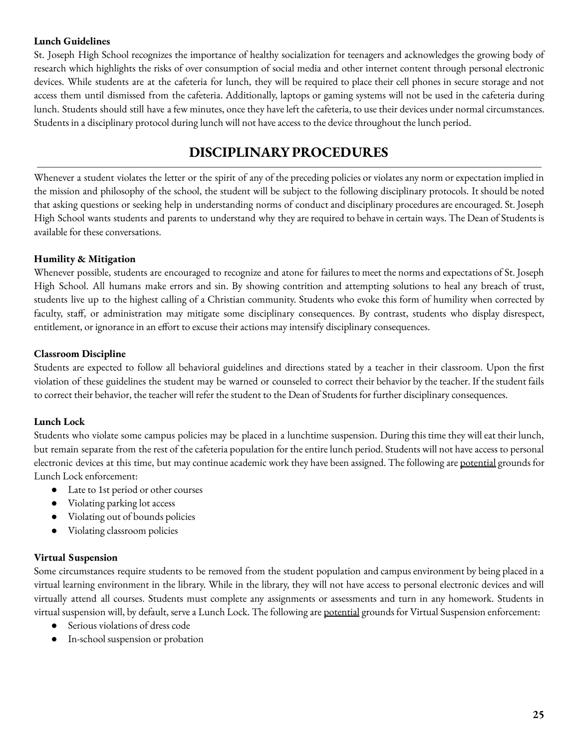**Lunch Guidelines**

St. Joseph High School recognizes the importance of healthy socialization for teenagers and acknowledges the growing body of research which highlights the risks of over consumption of social media and other internet content through personal electronic devices. While students are at the cafeteria for lunch, they will be required to place their cell phones in secure storage and not access them until dismissed from the cafeteria. Additionally, laptops or gaming systems will not be used in the cafeteria during lunch. Students should still have a few minutes, once they have left the cafeteria, to use their devices under normal circumstances. Students in a disciplinary protocol during lunch will not have access to the device throughout the lunch period.

## DISCIPLINARY PROCEDURES

Whenever a student violates the letter or the spirit of any of the preceding policies or violates any norm or expectation implied in the mission and philosophy of the school, the student will be subject to the following disciplinary protocols. It should be noted that asking questions or seeking help in understanding norms of conduct and disciplinary procedures are encouraged. St. Joseph High School wants students and parents to understand why they are required to behave in certain ways. The Dean of Students is available for these conversations.

**Humility & Mitigation**

Whenever possible, students are encouraged to recognize and atone for failures to meet the norms and expectations of St. Joseph High School. All humans make errors and sin. By showing contrition and attempting solutions to heal any breach of trust, students live up to the highest calling of a Christian community. Students who evoke this form of humility when corrected by faculty, staff, or administration may mitigate some disciplinary consequences. By contrast, students who display disrespect, entitlement, or ignorance in an effort to excuse their actions may intensify disciplinary consequences.

**Classroom Discipline**

Students are expected to follow all behavioral guidelines and directions stated by a teacher in their classroom. Upon the first violation of these guidelines the student may be warned or counseled to correct their behavior by the teacher. If the student fails to correct their behavior, the teacher will refer the student to the Dean of Students for further disciplinary consequences.

**Lunch Lock**

Students who violate some campus policies may be placed in a lunchtime suspension. During this time they will eat their lunch, but remain separate from the rest of the cafeteria population for the entire lunch period. Students will not have access to personal electronic devices at this time, but may continue academic work they have been assigned. The following are <u>potential</u> grounds for Lunch Lock enforcement:

- Late to 1st period or other courses
- Violating parking lot access
- Violating out of bounds policies
- Violating classroom policies

**Virtual Suspension**

Some circumstances require students to be removed from the student population and campus environment by being placed in a virtual learning environment in the library. While in the library, they will not have access to personal electronic devices and will virtually attend all courses. Students must complete any assignments or assessments and turn in any homework. Students in virtual suspension will, by default, serve a Lunch Lock. The following are <u>potential</u> grounds for Virtual Suspension enforcement:

- Serious violations of dress code
- In-school suspension or probation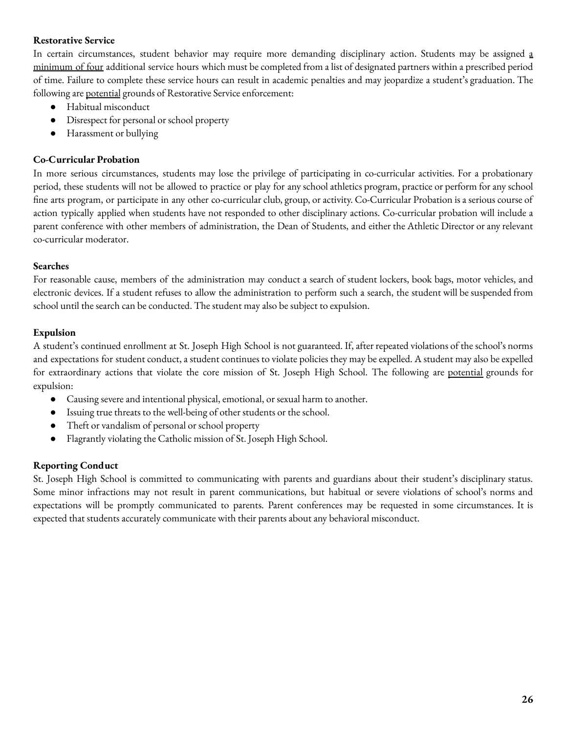**Restorative Service**

In certain circumstances, student behavior may require more demanding disciplinary action. Students may be assigned <u>a minimum of four</u> additional service hours which must be completed from a list of designated partners within a prescribed period of time. Failure to complete these service hours can result in academic penalties and may jeopardize a student's graduation. The following are <u>potential</u> grounds of Restorative Service enforcement:

- Habitual misconduct
- Disrespect for personal or school property
- Harassment or bullying

**Co-Curricular Probation**

In more serious circumstances, students may lose the privilege of participating in co-curricular activities. For a probationary period, these students will not be allowed to practice or play for any school athletics program, practice or perform for any school fine arts program, or participate in any other co-curricular club, group, or activity. Co-Curricular Probation is a serious course of action typically applied when students have not responded to other disciplinary actions. Co-curricular probation will include a parent conference with other members of administration, the Dean of Students, and either the Athletic Director or any relevant co-curricular moderator.

**Searches**

For reasonable cause, members of the administration may conduct a search of student lockers, book bags, motor vehicles, and electronic devices. If a student refuses to allow the administration to perform such a search, the student will be suspended from school until the search can be conducted. The student may also be subject to expulsion.

**Expulsion**

A student's continued enrollment at St. Joseph High School is not guaranteed. If, after repeated violations of the school's norms and expectations for student conduct, a student continues to violate policies they may be expelled. A student may also be expelled for extraordinary actions that violate the core mission of St. Joseph High School. The following are <u>potential</u> grounds for expulsion:

- Causing severe and intentional physical, emotional, or sexual harm to another.
- Issuing true threats to the well-being of other students or the school.
- Theft or vandalism of personal or school property
- Flagrantly violating the Catholic mission of St. Joseph High School.

**Reporting Conduct**

St. Joseph High School is committed to communicating with parents and guardians about their student's disciplinary status. Some minor infractions may not result in parent communications, but habitual or severe violations of school's norms and expectations will be promptly communicated to parents. Parent conferences may be requested in some circumstances. It is expected that students accurately communicate with their parents about any behavioral misconduct.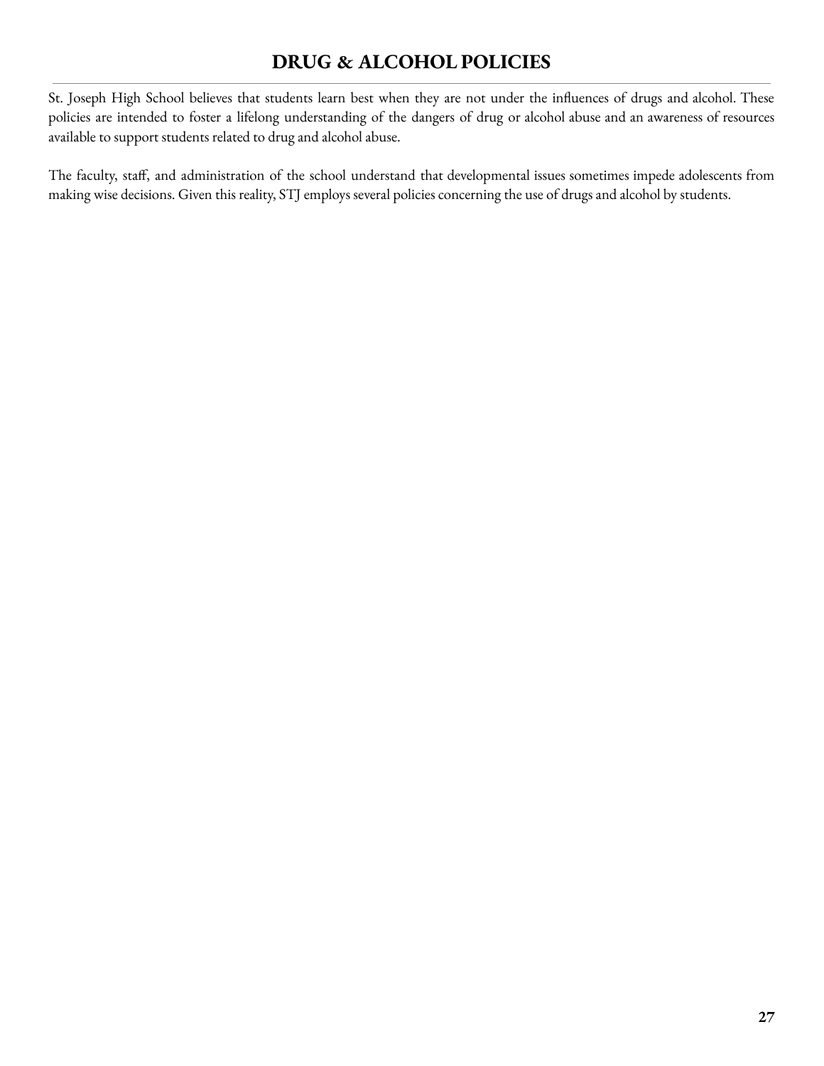# DRUG & ALCOHOL POLICIES

St. Joseph High School believes that students learn best when they are not under the influences of drugs and alcohol. These policies are intended to foster a lifelong understanding of the dangers of drug or alcohol abuse and an awareness of resources available to support students related to drug and alcohol abuse.

The faculty, staff, and administration of the school understand that developmental issues sometimes impede adolescents from making wise decisions. Given this reality, STJ employs several policies concerning the use of drugs and alcohol by students.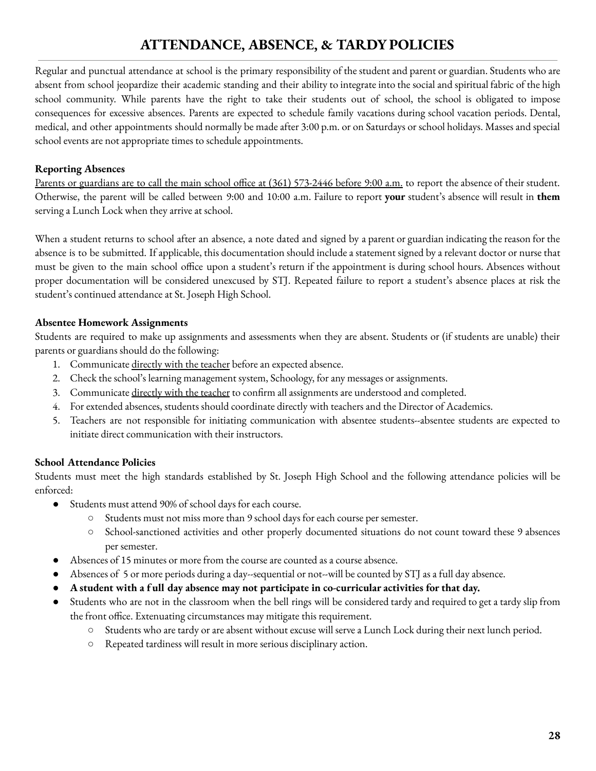# ATTENDANCE, ABSENCE, & TARDY POLICIES

Regular and punctual attendance at school is the primary responsibility of the student and parent or guardian. Students who are absent from school jeopardize their academic standing and their ability to integrate into the social and spiritual fabric of the high school community. While parents have the right to take their students out of school, the school is obligated to impose consequences for excessive absences. Parents are expected to schedule family vacations during school vacation periods. Dental, medical, and other appointments should normally be made after 3:00 p.m. or on Saturdays or school holidays. Masses and special school events are not appropriate times to schedule appointments.

**Reporting Absences**

Parents or guardians are to call the main school office at (361) 573-2446 before 9:00 a.m. to report the absence of their student. Otherwise, the parent will be called between 9:00 and 10:00 a.m. Failure to report **your** student's absence will result in **them** serving a Lunch Lock when they arrive at school.

When a student returns to school after an absence, a note dated and signed by a parent or guardian indicating the reason for the absence is to be submitted. If applicable, this documentation should include a statement signed by a relevant doctor or nurse that must be given to the main school office upon a student's return if the appointment is during school hours. Absences without proper documentation will be considered unexcused by STJ. Repeated failure to report a student's absence places at risk the student's continued attendance at St. Joseph High School.

**Absentee Homework Assignments**

Students are required to make up assignments and assessments when they are absent. Students or (if students are unable) their parents or guardians should do the following:

1. Communicate directly with the teacher before an expected absence.
2. Check the school's learning management system, Schoology, for any messages or assignments.
3. Communicate directly with the teacher to confirm all assignments are understood and completed.
4. For extended absences, students should coordinate directly with teachers and the Director of Academics.
5. Teachers are not responsible for initiating communication with absentee students--absentee students are expected to initiate direct communication with their instructors.

**School Attendance Policies**

Students must meet the high standards established by St. Joseph High School and the following attendance policies will be enforced:

- Students must attend 90% of school days for each course.
  - Students must not miss more than 9 school days for each course per semester.
  - School-sanctioned activities and other properly documented situations do not count toward these 9 absences per semester.
- Absences of 15 minutes or more from the course are counted as a course absence.
- Absences of 5 or more periods during a day--sequential or not--will be counted by STJ as a full day absence.
- **A student with a full day absence may not participate in co-curricular activities for that day.**
- Students who are not in the classroom when the bell rings will be considered tardy and required to get a tardy slip from the front office. Extenuating circumstances may mitigate this requirement.
  - Students who are tardy or are absent without excuse will serve a Lunch Lock during their next lunch period.
  - Repeated tardiness will result in more serious disciplinary action.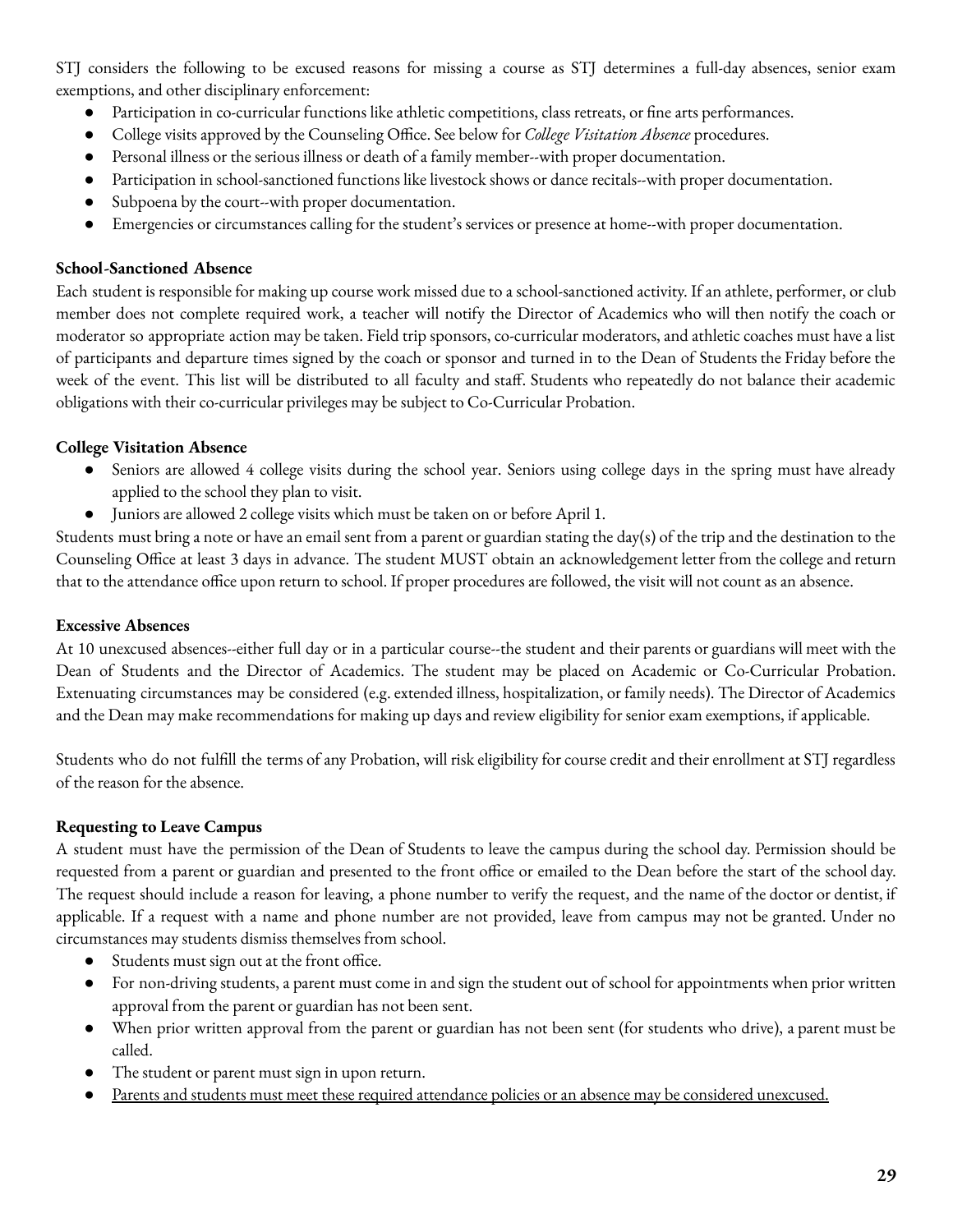STJ considers the following to be excused reasons for missing a course as STJ determines a full-day absences, senior exam exemptions, and other disciplinary enforcement:

- Participation in co-curricular functions like athletic competitions, class retreats, or fine arts performances.
- College visits approved by the Counseling Office. See below for *College Visitation Absence* procedures.
- Personal illness or the serious illness or death of a family member--with proper documentation.
- Participation in school-sanctioned functions like livestock shows or dance recitals--with proper documentation.
- Subpoena by the court--with proper documentation.
- Emergencies or circumstances calling for the student's services or presence at home--with proper documentation.

**School-Sanctioned Absence**

Each student is responsible for making up course work missed due to a school-sanctioned activity. If an athlete, performer, or club member does not complete required work, a teacher will notify the Director of Academics who will then notify the coach or moderator so appropriate action may be taken. Field trip sponsors, co-curricular moderators, and athletic coaches must have a list of participants and departure times signed by the coach or sponsor and turned in to the Dean of Students the Friday before the week of the event. This list will be distributed to all faculty and staff. Students who repeatedly do not balance their academic obligations with their co-curricular privileges may be subject to Co-Curricular Probation.

**College Visitation Absence**

- Seniors are allowed 4 college visits during the school year. Seniors using college days in the spring must have already applied to the school they plan to visit.
- Juniors are allowed 2 college visits which must be taken on or before April 1.

Students must bring a note or have an email sent from a parent or guardian stating the day(s) of the trip and the destination to the Counseling Office at least 3 days in advance. The student MUST obtain an acknowledgement letter from the college and return that to the attendance office upon return to school. If proper procedures are followed, the visit will not count as an absence.

**Excessive Absences**

At 10 unexcused absences--either full day or in a particular course--the student and their parents or guardians will meet with the Dean of Students and the Director of Academics. The student may be placed on Academic or Co-Curricular Probation. Extenuating circumstances may be considered (e.g. extended illness, hospitalization, or family needs). The Director of Academics and the Dean may make recommendations for making up days and review eligibility for senior exam exemptions, if applicable.

Students who do not fulfill the terms of any Probation, will risk eligibility for course credit and their enrollment at STJ regardless of the reason for the absence.

**Requesting to Leave Campus**

A student must have the permission of the Dean of Students to leave the campus during the school day. Permission should be requested from a parent or guardian and presented to the front office or emailed to the Dean before the start of the school day. The request should include a reason for leaving, a phone number to verify the request, and the name of the doctor or dentist, if applicable. If a request with a name and phone number are not provided, leave from campus may not be granted. Under no circumstances may students dismiss themselves from school.

- Students must sign out at the front office.
- For non-driving students, a parent must come in and sign the student out of school for appointments when prior written approval from the parent or guardian has not been sent.
- When prior written approval from the parent or guardian has not been sent (for students who drive), a parent must be called.
- The student or parent must sign in upon return.
- <u>Parents and students must meet these required attendance policies or an absence may be considered unexcused.</u>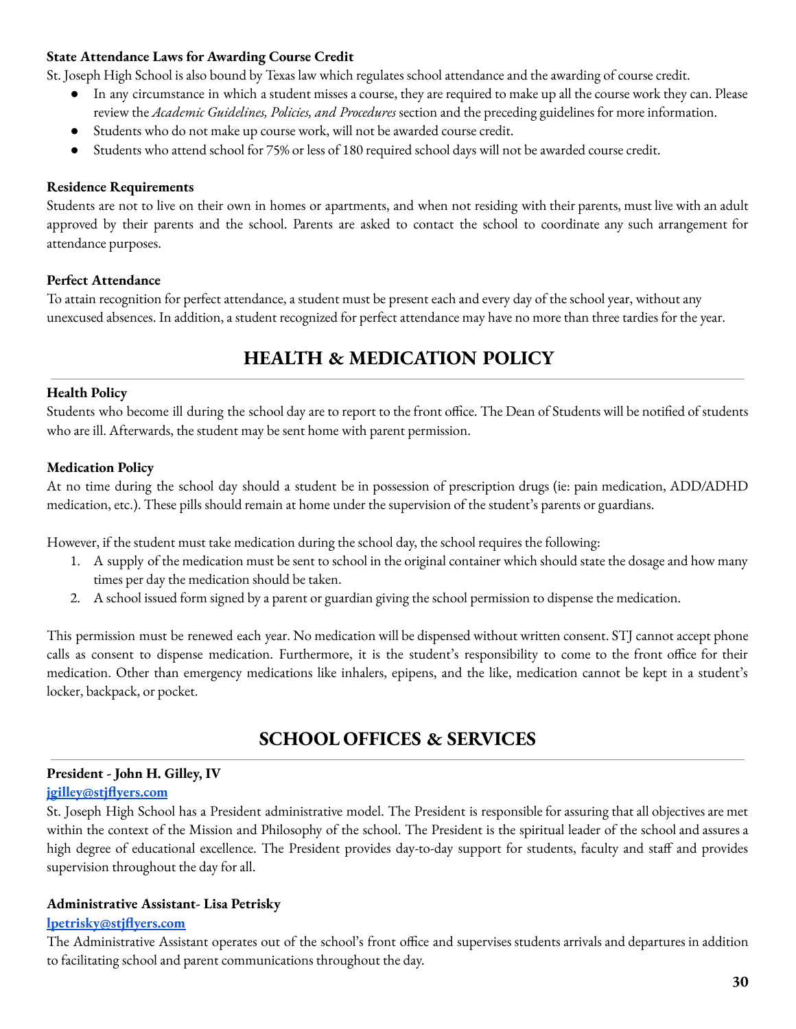### State Attendance Laws for Awarding Course Credit

St. Joseph High School is also bound by Texas law which regulates school attendance and the awarding of course credit.

- In any circumstance in which a student misses a course, they are required to make up all the course work they can. Please review the *Academic Guidelines, Policies, and Procedures* section and the preceding guidelines for more information.
- Students who do not make up course work, will not be awarded course credit.
- Students who attend school for 75% or less of 180 required school days will not be awarded course credit.

### Residence Requirements

Students are not to live on their own in homes or apartments, and when not residing with their parents, must live with an adult approved by their parents and the school. Parents are asked to contact the school to coordinate any such arrangement for attendance purposes.

### Perfect Attendance

To attain recognition for perfect attendance, a student must be present each and every day of the school year, without any unexcused absences. In addition, a student recognized for perfect attendance may have no more than three tardies for the year.

## HEALTH & MEDICATION POLICY

### Health Policy

Students who become ill during the school day are to report to the front office. The Dean of Students will be notified of students who are ill. Afterwards, the student may be sent home with parent permission.

### Medication Policy

At no time during the school day should a student be in possession of prescription drugs (ie: pain medication, ADD/ADHD medication, etc.). These pills should remain at home under the supervision of the student's parents or guardians.

However, if the student must take medication during the school day, the school requires the following:

1. A supply of the medication must be sent to school in the original container which should state the dosage and how many times per day the medication should be taken.
2. A school issued form signed by a parent or guardian giving the school permission to dispense the medication.

This permission must be renewed each year. No medication will be dispensed without written consent. STJ cannot accept phone calls as consent to dispense medication. Furthermore, it is the student's responsibility to come to the front office for their medication. Other than emergency medications like inhalers, epipens, and the like, medication cannot be kept in a student's locker, backpack, or pocket.

## SCHOOL OFFICES & SERVICES

### President - John H. Gilley, IV

**jgilley@stjflyers.com**

St. Joseph High School has a President administrative model. The President is responsible for assuring that all objectives are met within the context of the Mission and Philosophy of the school. The President is the spiritual leader of the school and assures a high degree of educational excellence. The President provides day-to-day support for students, faculty and staff and provides supervision throughout the day for all.

### Administrative Assistant- Lisa Petrisky

**lpetrisky@stjflyers.com**

The Administrative Assistant operates out of the school's front office and supervises students arrivals and departures in addition to facilitating school and parent communications throughout the day.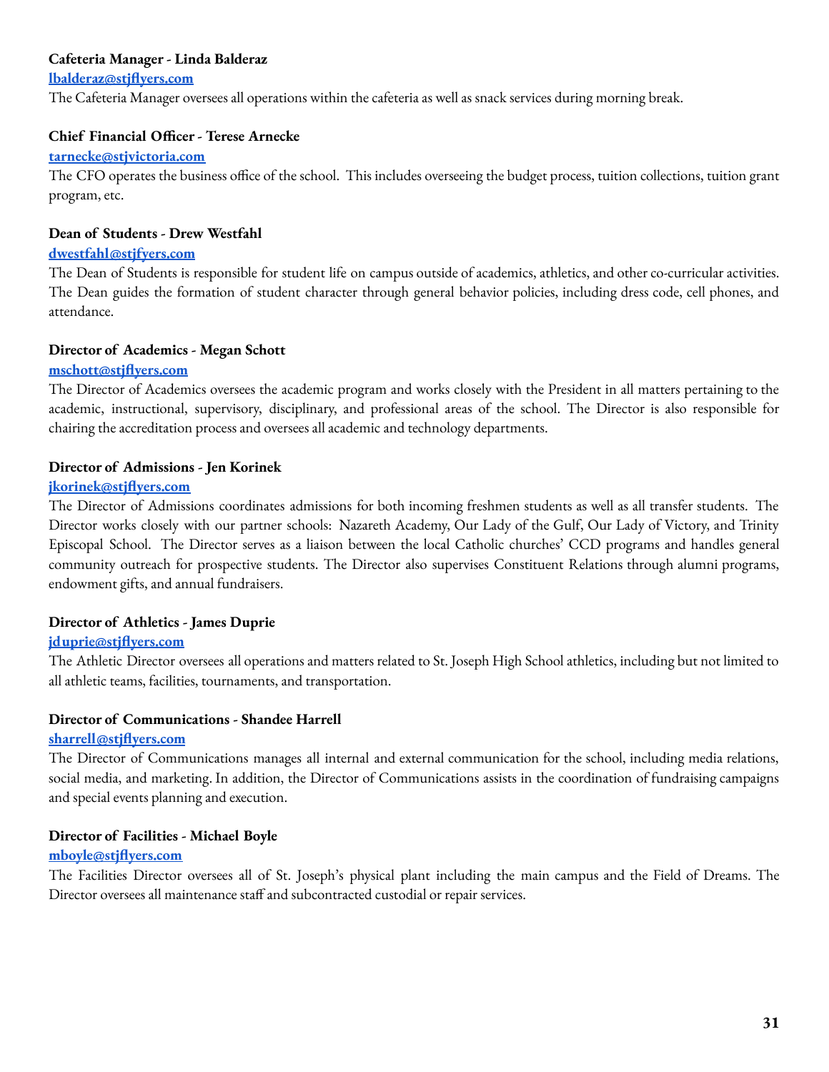**Cafeteria Manager - Linda Balderaz**

lbalderaz@stjflyers.com

The Cafeteria Manager oversees all operations within the cafeteria as well as snack services during morning break.

**Chief Financial Officer - Terese Arnecke**

tarnecke@stjvictoria.com

The CFO operates the business office of the school. This includes overseeing the budget process, tuition collections, tuition grant program, etc.

**Dean of Students - Drew Westfahl**

dwestfahl@stjfyers.com

The Dean of Students is responsible for student life on campus outside of academics, athletics, and other co-curricular activities. The Dean guides the formation of student character through general behavior policies, including dress code, cell phones, and attendance.

**Director of Academics - Megan Schott**

mschott@stjflyers.com

The Director of Academics oversees the academic program and works closely with the President in all matters pertaining to the academic, instructional, supervisory, disciplinary, and professional areas of the school. The Director is also responsible for chairing the accreditation process and oversees all academic and technology departments.

**Director of Admissions - Jen Korinek**

jkorinek@stjflyers.com

The Director of Admissions coordinates admissions for both incoming freshmen students as well as all transfer students. The Director works closely with our partner schools: Nazareth Academy, Our Lady of the Gulf, Our Lady of Victory, and Trinity Episcopal School. The Director serves as a liaison between the local Catholic churches' CCD programs and handles general community outreach for prospective students. The Director also supervises Constituent Relations through alumni programs, endowment gifts, and annual fundraisers.

**Director of Athletics - James Duprie**

jduprie@stjflyers.com

The Athletic Director oversees all operations and matters related to St. Joseph High School athletics, including but not limited to all athletic teams, facilities, tournaments, and transportation.

**Director of Communications - Shandee Harrell**

sharrell@stjflyers.com

The Director of Communications manages all internal and external communication for the school, including media relations, social media, and marketing. In addition, the Director of Communications assists in the coordination of fundraising campaigns and special events planning and execution.

**Director of Facilities - Michael Boyle**

mboyle@stjflyers.com

The Facilities Director oversees all of St. Joseph's physical plant including the main campus and the Field of Dreams. The Director oversees all maintenance staff and subcontracted custodial or repair services.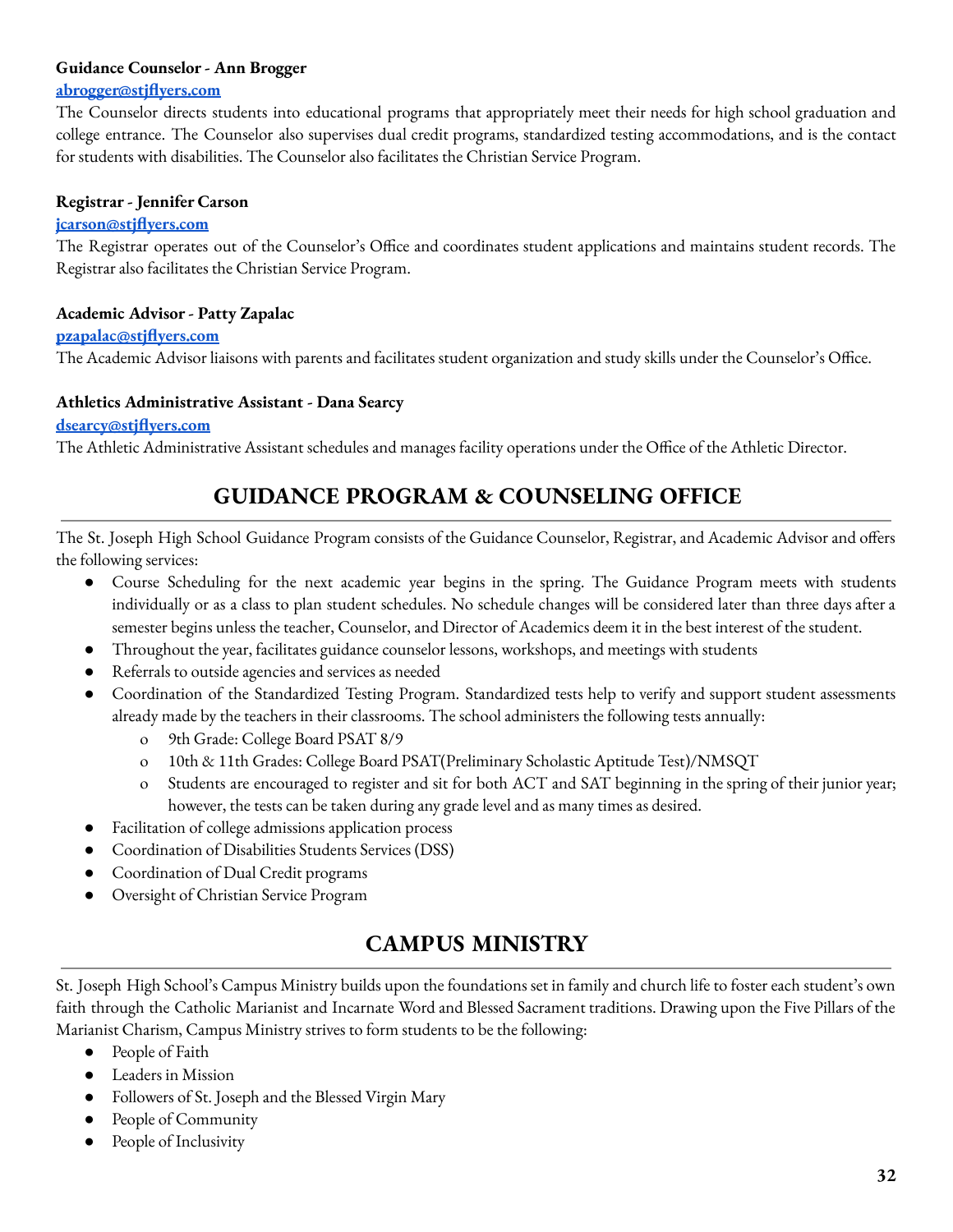**Guidance Counselor - Ann Brogger**

[abrogger@stjflyers.com](mailto:abrogger@stjflyers.com)

The Counselor directs students into educational programs that appropriately meet their needs for high school graduation and college entrance. The Counselor also supervises dual credit programs, standardized testing accommodations, and is the contact for students with disabilities. The Counselor also facilitates the Christian Service Program.

**Registrar - Jennifer Carson**

[jcarson@stjflyers.com](mailto:jcarson@stjflyers.com)

The Registrar operates out of the Counselor's Office and coordinates student applications and maintains student records. The Registrar also facilitates the Christian Service Program.

**Academic Advisor - Patty Zapalac**

[pzapalac@stjflyers.com](mailto:pzapalac@stjflyers.com)

The Academic Advisor liaisons with parents and facilitates student organization and study skills under the Counselor's Office.

**Athletics Administrative Assistant - Dana Searcy**

[dsearcy@stjflyers.com](mailto:dsearcy@stjflyers.com)

The Athletic Administrative Assistant schedules and manages facility operations under the Office of the Athletic Director.

## GUIDANCE PROGRAM & COUNSELING OFFICE

The St. Joseph High School Guidance Program consists of the Guidance Counselor, Registrar, and Academic Advisor and offers the following services:

- Course Scheduling for the next academic year begins in the spring. The Guidance Program meets with students individually or as a class to plan student schedules. No schedule changes will be considered later than three days after a semester begins unless the teacher, Counselor, and Director of Academics deem it in the best interest of the student.
- Throughout the year, facilitates guidance counselor lessons, workshops, and meetings with students
- Referrals to outside agencies and services as needed
- Coordination of the Standardized Testing Program. Standardized tests help to verify and support student assessments already made by the teachers in their classrooms. The school administers the following tests annually:
  - 9th Grade: College Board PSAT 8/9
  - 10th & 11th Grades: College Board PSAT(Preliminary Scholastic Aptitude Test)/NMSQT
  - Students are encouraged to register and sit for both ACT and SAT beginning in the spring of their junior year; however, the tests can be taken during any grade level and as many times as desired.
- Facilitation of college admissions application process
- Coordination of Disabilities Students Services (DSS)
- Coordination of Dual Credit programs
- Oversight of Christian Service Program

## CAMPUS MINISTRY

St. Joseph High School's Campus Ministry builds upon the foundations set in family and church life to foster each student's own faith through the Catholic Marianist and Incarnate Word and Blessed Sacrament traditions. Drawing upon the Five Pillars of the Marianist Charism, Campus Ministry strives to form students to be the following:

- People of Faith
- Leaders in Mission
- Followers of St. Joseph and the Blessed Virgin Mary
- People of Community
- People of Inclusivity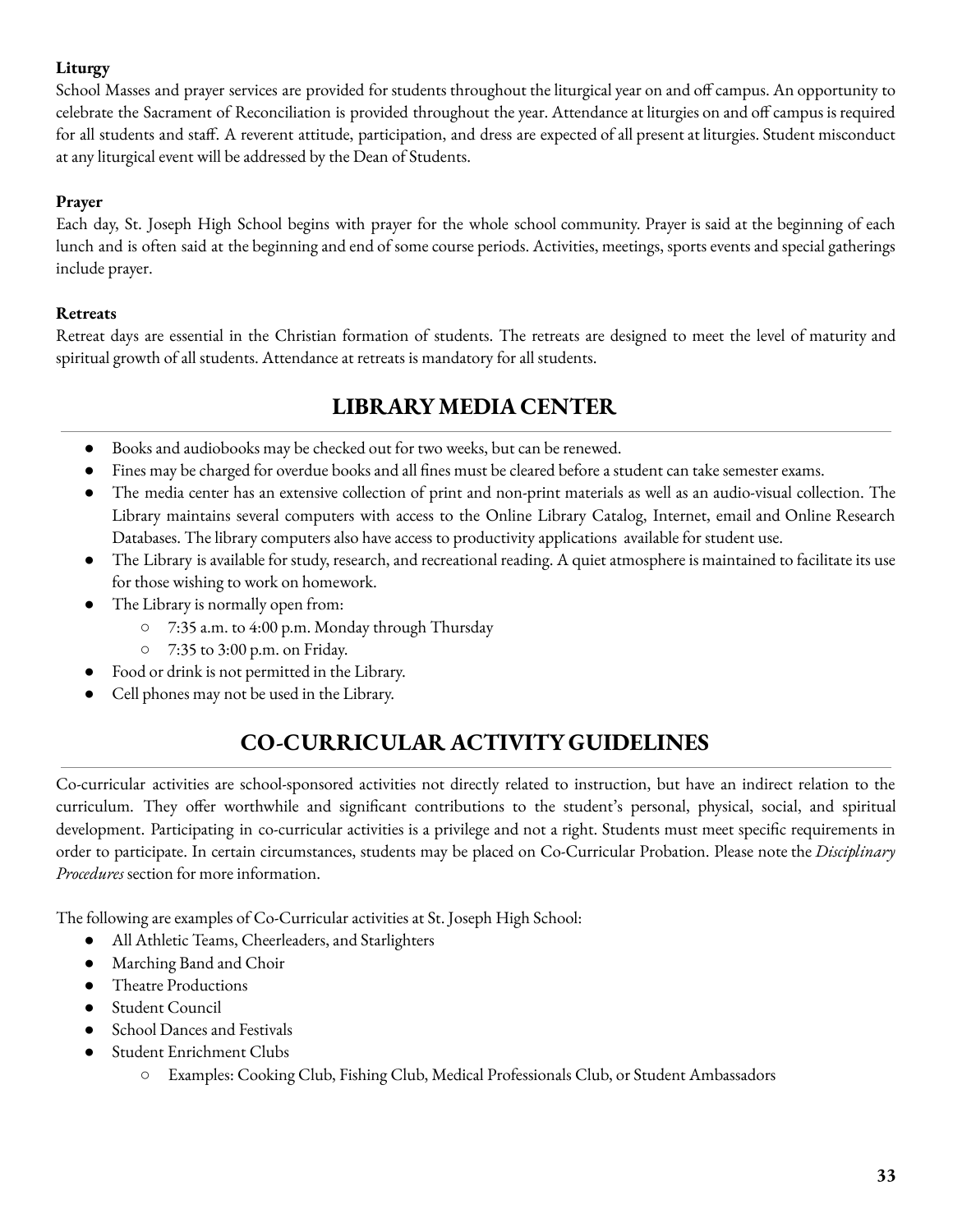**Liturgy**

School Masses and prayer services are provided for students throughout the liturgical year on and off campus. An opportunity to celebrate the Sacrament of Reconciliation is provided throughout the year. Attendance at liturgies on and off campus is required for all students and staff. A reverent attitude, participation, and dress are expected of all present at liturgies. Student misconduct at any liturgical event will be addressed by the Dean of Students.

**Prayer**

Each day, St. Joseph High School begins with prayer for the whole school community. Prayer is said at the beginning of each lunch and is often said at the beginning and end of some course periods. Activities, meetings, sports events and special gatherings include prayer.

**Retreats**

Retreat days are essential in the Christian formation of students. The retreats are designed to meet the level of maturity and spiritual growth of all students. Attendance at retreats is mandatory for all students.

## LIBRARY MEDIA CENTER

- Books and audiobooks may be checked out for two weeks, but can be renewed.
- Fines may be charged for overdue books and all fines must be cleared before a student can take semester exams.
- The media center has an extensive collection of print and non-print materials as well as an audio-visual collection. The Library maintains several computers with access to the Online Library Catalog, Internet, email and Online Research Databases. The library computers also have access to productivity applications available for student use.
- The Library is available for study, research, and recreational reading. A quiet atmosphere is maintained to facilitate its use for those wishing to work on homework.
- The Library is normally open from:
    - 7:35 a.m. to 4:00 p.m. Monday through Thursday
    - 7:35 to 3:00 p.m. on Friday.
- Food or drink is not permitted in the Library.
- Cell phones may not be used in the Library.

## CO-CURRICULAR ACTIVITY GUIDELINES

Co-curricular activities are school-sponsored activities not directly related to instruction, but have an indirect relation to the curriculum. They offer worthwhile and significant contributions to the student's personal, physical, social, and spiritual development. Participating in co-curricular activities is a privilege and not a right. Students must meet specific requirements in order to participate. In certain circumstances, students may be placed on Co-Curricular Probation. Please note the *Disciplinary Procedures* section for more information.

The following are examples of Co-Curricular activities at St. Joseph High School:

- All Athletic Teams, Cheerleaders, and Starlighters
- Marching Band and Choir
- Theatre Productions
- Student Council
- School Dances and Festivals
- Student Enrichment Clubs
    - Examples: Cooking Club, Fishing Club, Medical Professionals Club, or Student Ambassadors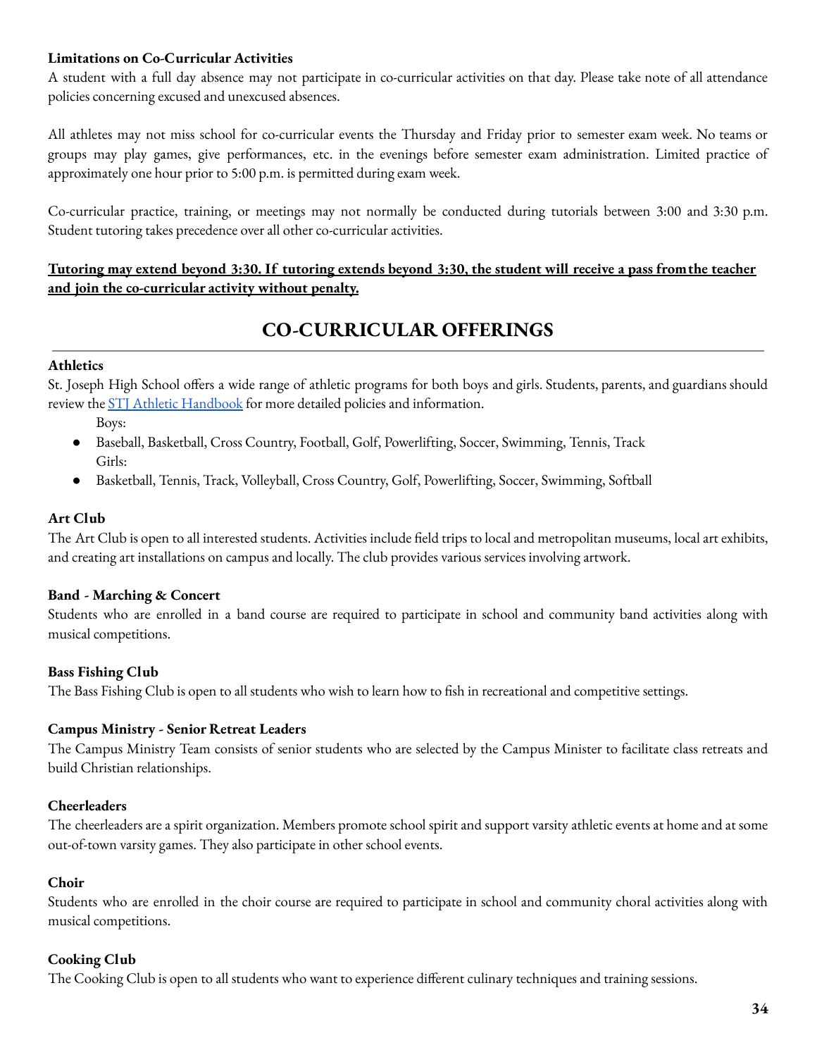**Limitations on Co-Curricular Activities**

A student with a full day absence may not participate in co-curricular activities on that day. Please take note of all attendance policies concerning excused and unexcused absences.

All athletes may not miss school for co-curricular events the Thursday and Friday prior to semester exam week. No teams or groups may play games, give performances, etc. in the evenings before semester exam administration. Limited practice of approximately one hour prior to 5:00 p.m. is permitted during exam week.

Co-curricular practice, training, or meetings may not normally be conducted during tutorials between 3:00 and 3:30 p.m. Student tutoring takes precedence over all other co-curricular activities.

**Tutoring may extend beyond 3:30. If tutoring extends beyond 3:30, the student will receive a pass from the teacher and join the co-curricular activity without penalty.**

## CO-CURRICULAR OFFERINGS

**Athletics**

St. Joseph High School offers a wide range of athletic programs for both boys and girls. Students, parents, and guardians should review the STJ Athletic Handbook for more detailed policies and information.

Boys:

- Baseball, Basketball, Cross Country, Football, Golf, Powerlifting, Soccer, Swimming, Tennis, Track

Girls:

- Basketball, Tennis, Track, Volleyball, Cross Country, Golf, Powerlifting, Soccer, Swimming, Softball

**Art Club**

The Art Club is open to all interested students. Activities include field trips to local and metropolitan museums, local art exhibits, and creating art installations on campus and locally. The club provides various services involving artwork.

**Band - Marching & Concert**

Students who are enrolled in a band course are required to participate in school and community band activities along with musical competitions.

**Bass Fishing Club**

The Bass Fishing Club is open to all students who wish to learn how to fish in recreational and competitive settings.

**Campus Ministry - Senior Retreat Leaders**

The Campus Ministry Team consists of senior students who are selected by the Campus Minister to facilitate class retreats and build Christian relationships.

**Cheerleaders**

The cheerleaders are a spirit organization. Members promote school spirit and support varsity athletic events at home and at some out-of-town varsity games. They also participate in other school events.

**Choir**

Students who are enrolled in the choir course are required to participate in school and community choral activities along with musical competitions.

**Cooking Club**

The Cooking Club is open to all students who want to experience different culinary techniques and training sessions.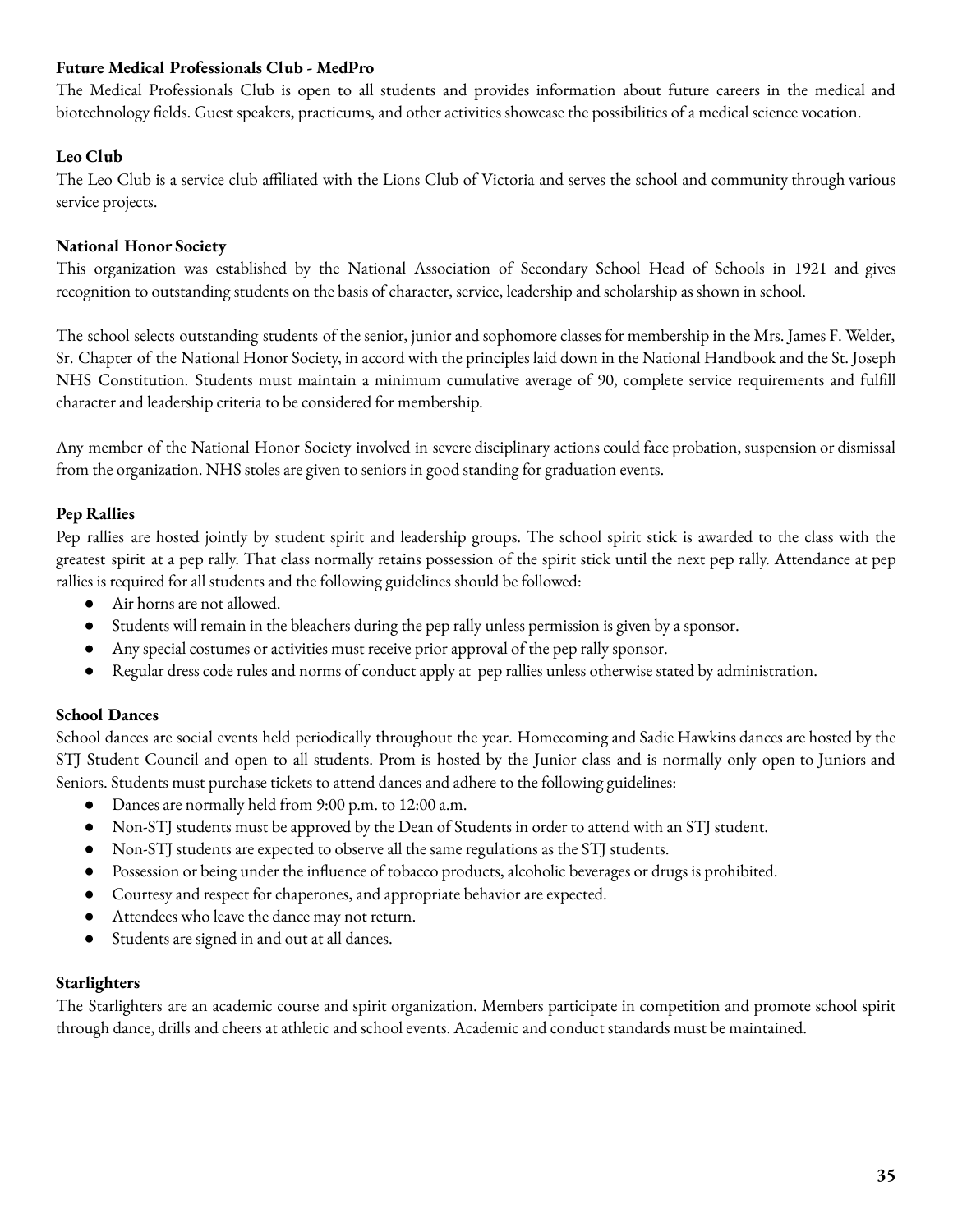**Future Medical Professionals Club - MedPro**

The Medical Professionals Club is open to all students and provides information about future careers in the medical and biotechnology fields. Guest speakers, practicums, and other activities showcase the possibilities of a medical science vocation.

**Leo Club**

The Leo Club is a service club affiliated with the Lions Club of Victoria and serves the school and community through various service projects.

**National Honor Society**

This organization was established by the National Association of Secondary School Head of Schools in 1921 and gives recognition to outstanding students on the basis of character, service, leadership and scholarship as shown in school.

The school selects outstanding students of the senior, junior and sophomore classes for membership in the Mrs. James F. Welder, Sr. Chapter of the National Honor Society, in accord with the principles laid down in the National Handbook and the St. Joseph NHS Constitution. Students must maintain a minimum cumulative average of 90, complete service requirements and fulfill character and leadership criteria to be considered for membership.

Any member of the National Honor Society involved in severe disciplinary actions could face probation, suspension or dismissal from the organization. NHS stoles are given to seniors in good standing for graduation events.

**Pep Rallies**

Pep rallies are hosted jointly by student spirit and leadership groups. The school spirit stick is awarded to the class with the greatest spirit at a pep rally. That class normally retains possession of the spirit stick until the next pep rally. Attendance at pep rallies is required for all students and the following guidelines should be followed:

- Air horns are not allowed.
- Students will remain in the bleachers during the pep rally unless permission is given by a sponsor.
- Any special costumes or activities must receive prior approval of the pep rally sponsor.
- Regular dress code rules and norms of conduct apply at pep rallies unless otherwise stated by administration.

**School Dances**

School dances are social events held periodically throughout the year. Homecoming and Sadie Hawkins dances are hosted by the STJ Student Council and open to all students. Prom is hosted by the Junior class and is normally only open to Juniors and Seniors. Students must purchase tickets to attend dances and adhere to the following guidelines:

- Dances are normally held from 9:00 p.m. to 12:00 a.m.
- Non-STJ students must be approved by the Dean of Students in order to attend with an STJ student.
- Non-STJ students are expected to observe all the same regulations as the STJ students.
- Possession or being under the influence of tobacco products, alcoholic beverages or drugs is prohibited.
- Courtesy and respect for chaperones, and appropriate behavior are expected.
- Attendees who leave the dance may not return.
- Students are signed in and out at all dances.

**Starlighters**

The Starlighters are an academic course and spirit organization. Members participate in competition and promote school spirit through dance, drills and cheers at athletic and school events. Academic and conduct standards must be maintained.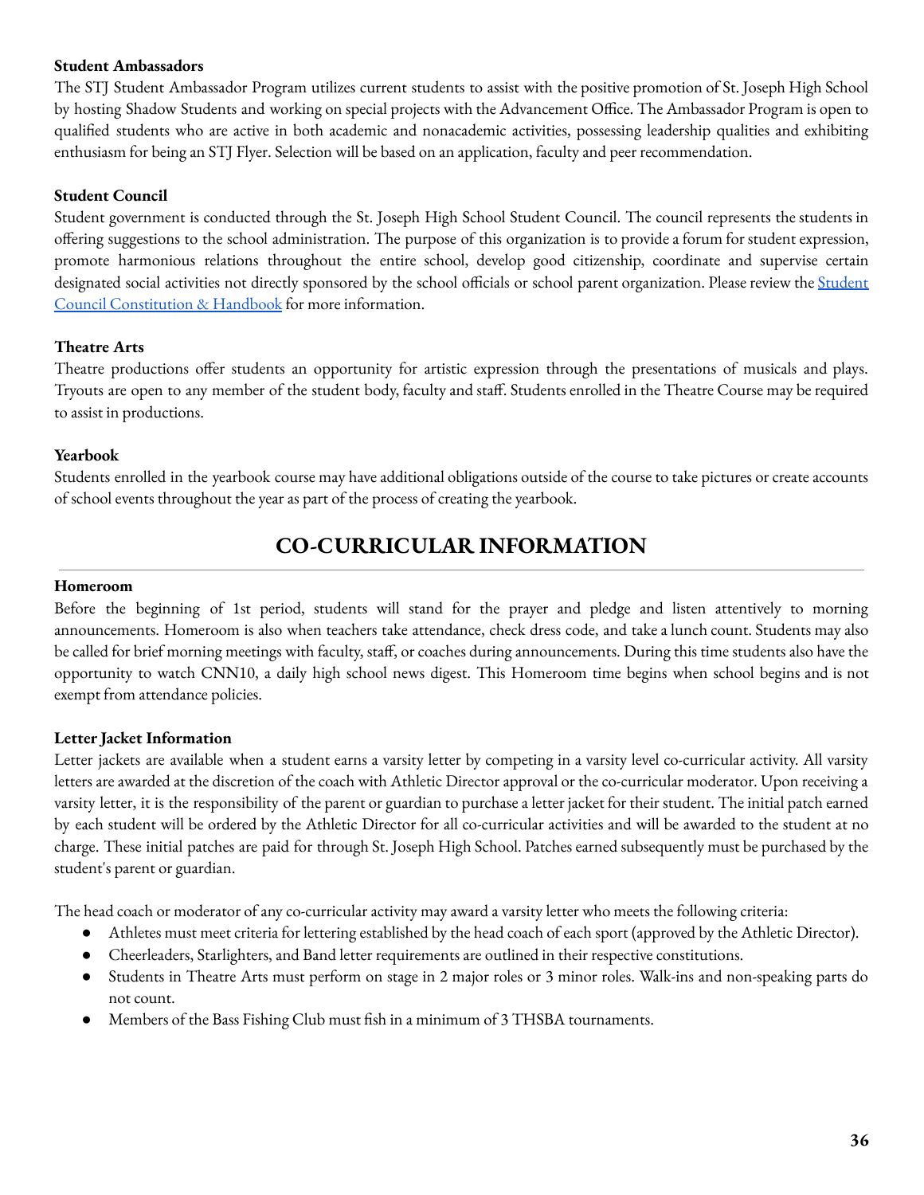**Student Ambassadors**

The STJ Student Ambassador Program utilizes current students to assist with the positive promotion of St. Joseph High School by hosting Shadow Students and working on special projects with the Advancement Office. The Ambassador Program is open to qualified students who are active in both academic and nonacademic activities, possessing leadership qualities and exhibiting enthusiasm for being an STJ Flyer. Selection will be based on an application, faculty and peer recommendation.

**Student Council**

Student government is conducted through the St. Joseph High School Student Council. The council represents the students in offering suggestions to the school administration. The purpose of this organization is to provide a forum for student expression, promote harmonious relations throughout the entire school, develop good citizenship, coordinate and supervise certain designated social activities not directly sponsored by the school officials or school parent organization. Please review the Student Council Constitution & Handbook for more information.

**Theatre Arts**

Theatre productions offer students an opportunity for artistic expression through the presentations of musicals and plays. Tryouts are open to any member of the student body, faculty and staff. Students enrolled in the Theatre Course may be required to assist in productions.

**Yearbook**

Students enrolled in the yearbook course may have additional obligations outside of the course to take pictures or create accounts of school events throughout the year as part of the process of creating the yearbook.

## CO-CURRICULAR INFORMATION

**Homeroom**

Before the beginning of 1st period, students will stand for the prayer and pledge and listen attentively to morning announcements. Homeroom is also when teachers take attendance, check dress code, and take a lunch count. Students may also be called for brief morning meetings with faculty, staff, or coaches during announcements. During this time students also have the opportunity to watch CNN10, a daily high school news digest. This Homeroom time begins when school begins and is not exempt from attendance policies.

**Letter Jacket Information**

Letter jackets are available when a student earns a varsity letter by competing in a varsity level co-curricular activity. All varsity letters are awarded at the discretion of the coach with Athletic Director approval or the co-curricular moderator. Upon receiving a varsity letter, it is the responsibility of the parent or guardian to purchase a letter jacket for their student. The initial patch earned by each student will be ordered by the Athletic Director for all co-curricular activities and will be awarded to the student at no charge. These initial patches are paid for through St. Joseph High School. Patches earned subsequently must be purchased by the student's parent or guardian.

The head coach or moderator of any co-curricular activity may award a varsity letter who meets the following criteria:

- Athletes must meet criteria for lettering established by the head coach of each sport (approved by the Athletic Director).
- Cheerleaders, Starlighters, and Band letter requirements are outlined in their respective constitutions.
- Students in Theatre Arts must perform on stage in 2 major roles or 3 minor roles. Walk-ins and non-speaking parts do not count.
- Members of the Bass Fishing Club must fish in a minimum of 3 THSBA tournaments.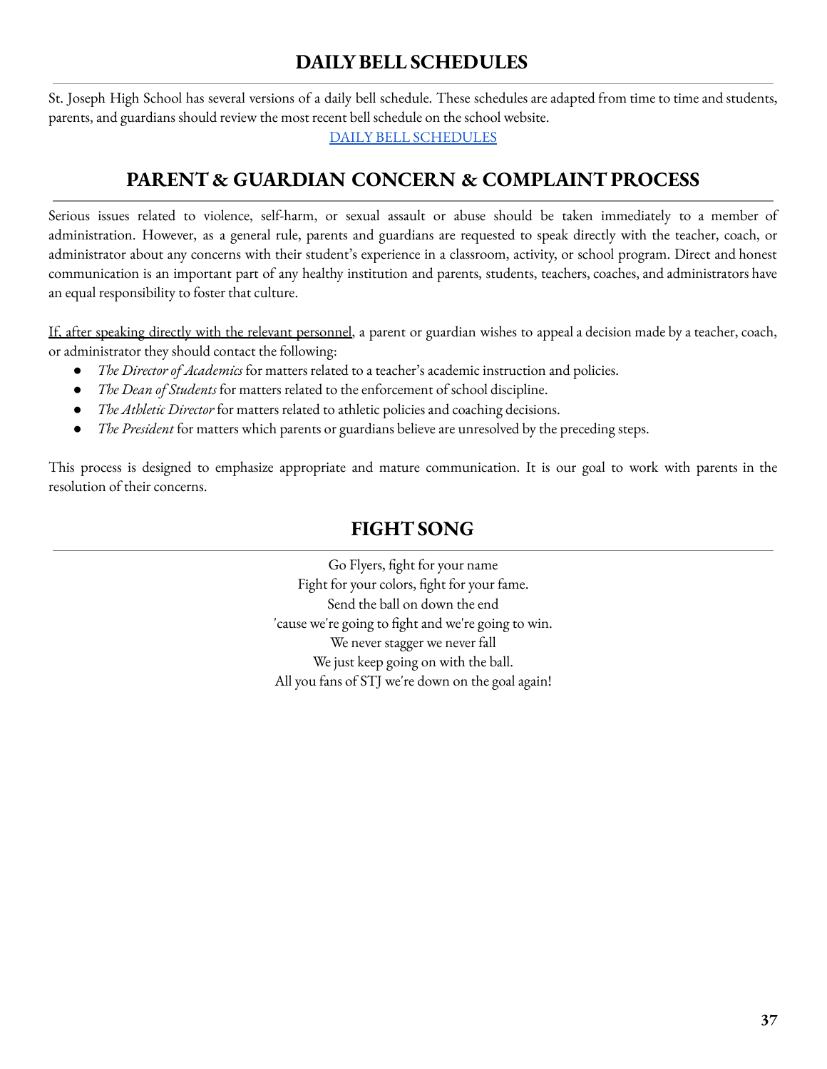## DAILY BELL SCHEDULES

St. Joseph High School has several versions of a daily bell schedule. These schedules are adapted from time to time and students, parents, and guardians should review the most recent bell schedule on the school website.

DAILY BELL SCHEDULES

## PARENT & GUARDIAN CONCERN & COMPLAINT PROCESS

Serious issues related to violence, self-harm, or sexual assault or abuse should be taken immediately to a member of administration. However, as a general rule, parents and guardians are requested to speak directly with the teacher, coach, or administrator about any concerns with their student's experience in a classroom, activity, or school program. Direct and honest communication is an important part of any healthy institution and parents, students, teachers, coaches, and administrators have an equal responsibility to foster that culture.

If, after speaking directly with the relevant personnel, a parent or guardian wishes to appeal a decision made by a teacher, coach, or administrator they should contact the following:

- *The Director of Academics* for matters related to a teacher's academic instruction and policies.
- *The Dean of Students* for matters related to the enforcement of school discipline.
- *The Athletic Director* for matters related to athletic policies and coaching decisions.
- *The President* for matters which parents or guardians believe are unresolved by the preceding steps.

This process is designed to emphasize appropriate and mature communication. It is our goal to work with parents in the resolution of their concerns.

## FIGHT SONG

Go Flyers, fight for your name
Fight for your colors, fight for your fame.
Send the ball on down the end
'cause we're going to fight and we're going to win.
We never stagger we never fall
We just keep going on with the ball.
All you fans of STJ we're down on the goal again!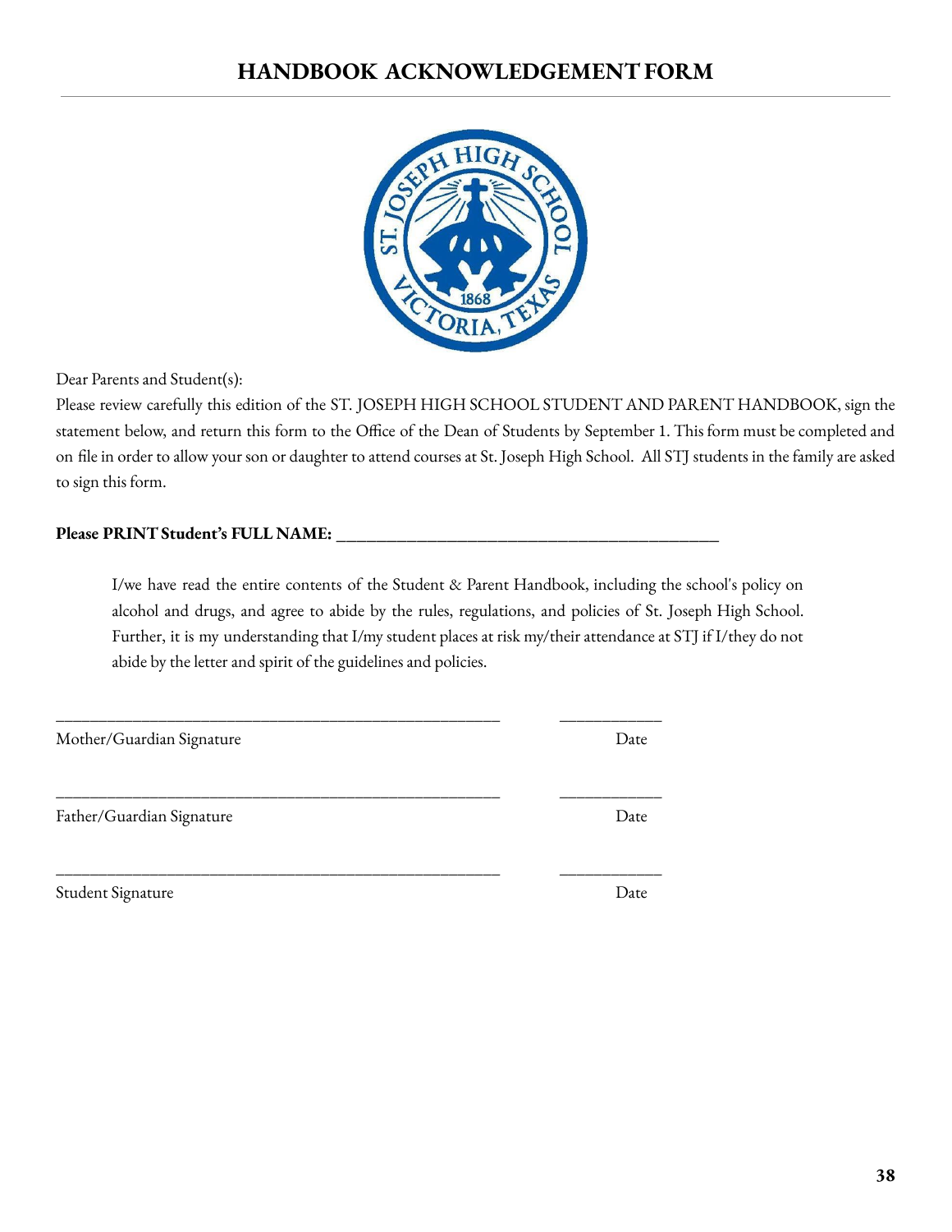# HANDBOOK ACKNOWLEDGEMENT FORM

Dear Parents and Student(s):

Please review carefully this edition of the ST. JOSEPH HIGH SCHOOL STUDENT AND PARENT HANDBOOK, sign the statement below, and return this form to the Office of the Dean of Students by September 1. This form must be completed and on file in order to allow your son or daughter to attend courses at St. Joseph High School. All STJ students in the family are asked to sign this form.

**Please PRINT Student's FULL NAME:** ___________________________________________

> I/we have read the entire contents of the Student & Parent Handbook, including the school's policy on alcohol and drugs, and agree to abide by the rules, regulations, and policies of St. Joseph High School. Further, it is my understanding that I/my student places at risk my/their attendance at STJ if I/they do not abide by the letter and spirit of the guidelines and policies.

_______________________________________________ ___________

Mother/Guardian Signature Date

_______________________________________________ ___________

Father/Guardian Signature Date

_______________________________________________ ___________

Student Signature Date